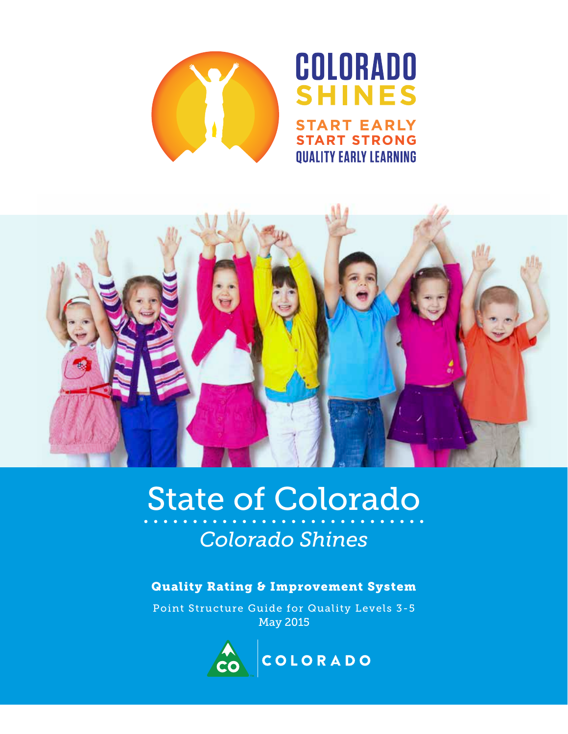COLORADO SHINES

START EARLY
START STRONG
QUALITY EARLY LEARNING

# State of Colorado

*Colorado Shines*

**Quality Rating & Improvement System**

Point Structure Guide for Quality Levels 3-5
May 2015

COLORADO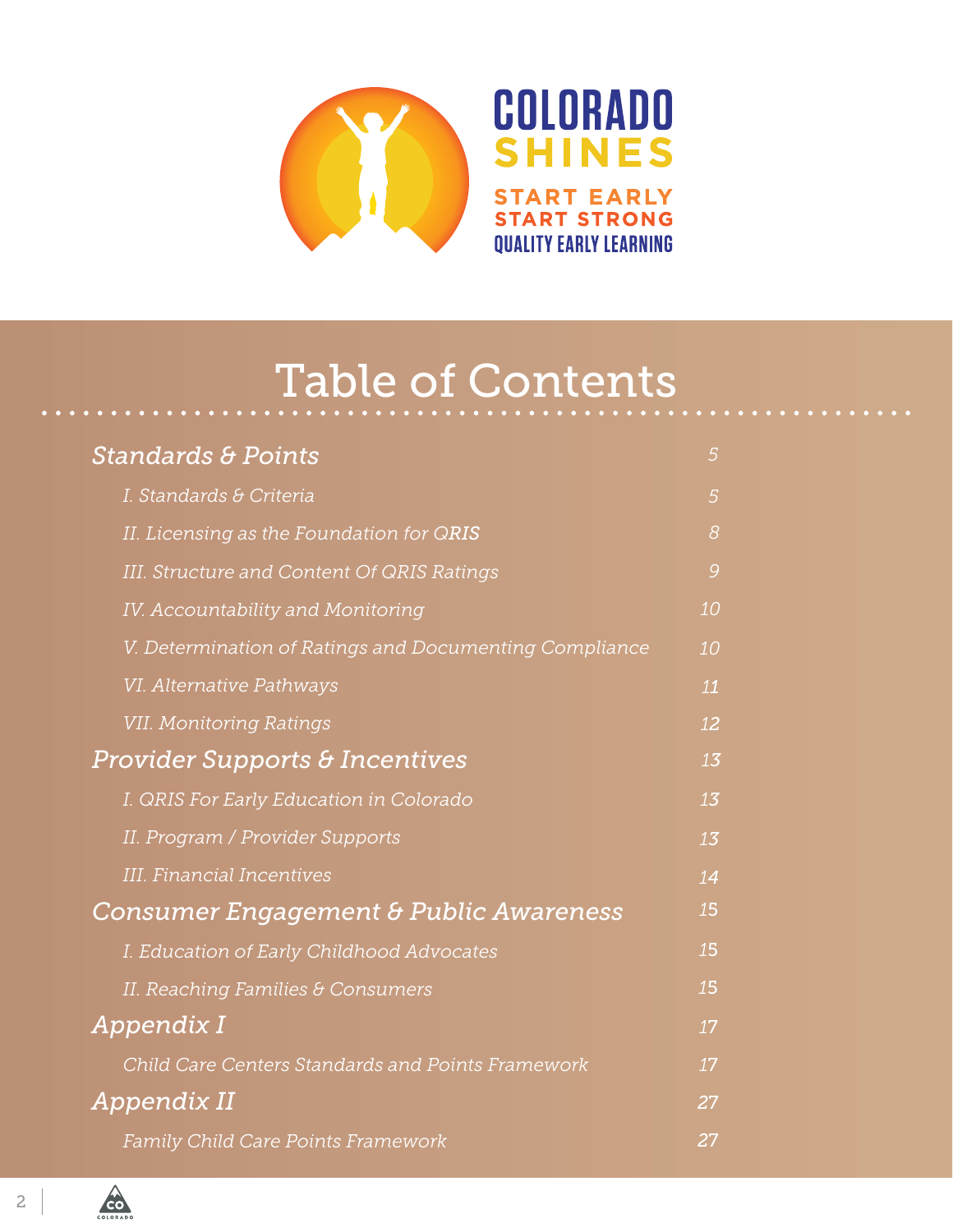COLORADO SHINES

START EARLY
START STRONG
QUALITY EARLY LEARNING

# Table of Contents

| | |
|---|---|
| ***Standards & Points*** | *5* |
| *I. Standards & Criteria* | *5* |
| *II. Licensing as the Foundation for QRIS* | *8* |
| *III. Structure and Content Of QRIS Ratings* | *9* |
| *IV. Accountability and Monitoring* | *10* |
| *V. Determination of Ratings and Documenting Compliance* | *10* |
| *VI. Alternative Pathways* | *11* |
| *VII. Monitoring Ratings* | *12* |
| ***Provider Supports & Incentives*** | *13* |
| *I. QRIS For Early Education in Colorado* | *13* |
| *II. Program / Provider Supports* | *13* |
| *III. Financial Incentives* | *14* |
| ***Consumer Engagement & Public Awareness*** | *15* |
| *I. Education of Early Childhood Advocates* | *15* |
| *II. Reaching Families & Consumers* | *15* |
| ***Appendix I*** | *17* |
| *Child Care Centers Standards and Points Framework* | *17* |
| ***Appendix II*** | *27* |
| *Family Child Care Points Framework* | *27* |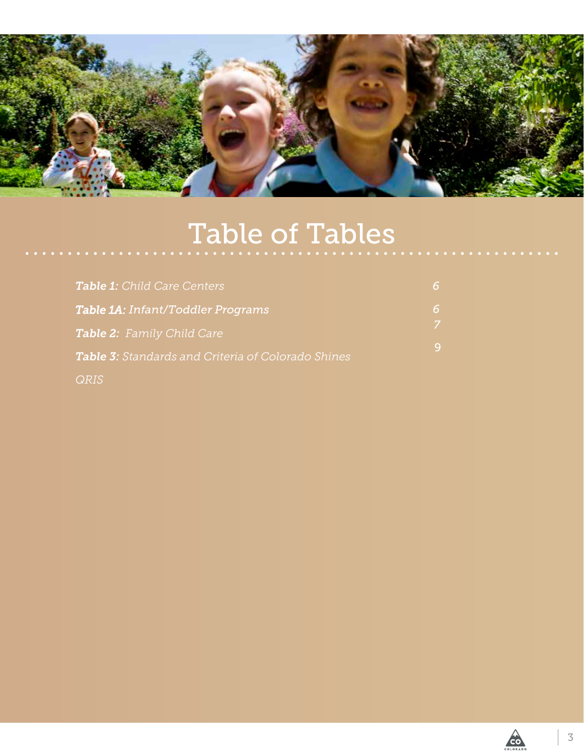# Table of Tables

| | |
|---|---|
| ***Table 1:*** *Child Care Centers* | *6* |
| ***Table 1A:*** *Infant/Toddler Programs* | *6* |
| ***Table 2:*** *Family Child Care* | *7* |
| ***Table 3:*** *Standards and Criteria of Colorado Shines QRIS* | *9* |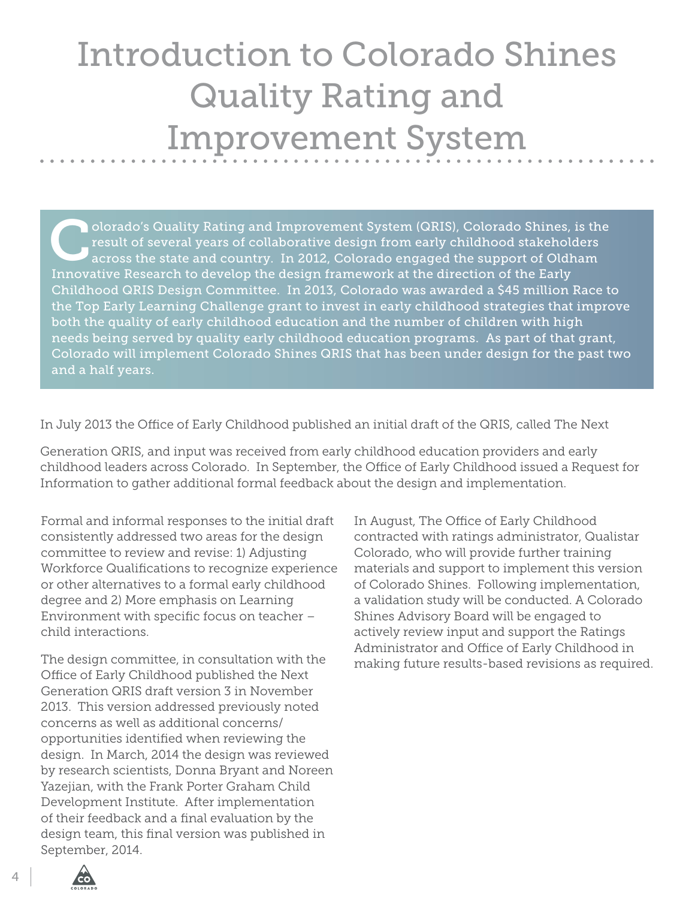# Introduction to Colorado Shines Quality Rating and Improvement System

Colorado's Quality Rating and Improvement System (QRIS), Colorado Shines, is the result of several years of collaborative design from early childhood stakeholders across the state and country. In 2012, Colorado engaged the support of Oldham Innovative Research to develop the design framework at the direction of the Early Childhood QRIS Design Committee. In 2013, Colorado was awarded a $45 million Race to the Top Early Learning Challenge grant to invest in early childhood strategies that improve both the quality of early childhood education and the number of children with high needs being served by quality early childhood education programs. As part of that grant, Colorado will implement Colorado Shines QRIS that has been under design for the past two and a half years.

In July 2013 the Office of Early Childhood published an initial draft of the QRIS, called The Next Generation QRIS, and input was received from early childhood education providers and early childhood leaders across Colorado. In September, the Office of Early Childhood issued a Request for Information to gather additional formal feedback about the design and implementation.

Formal and informal responses to the initial draft consistently addressed two areas for the design committee to review and revise: 1) Adjusting Workforce Qualifications to recognize experience or other alternatives to a formal early childhood degree and 2) More emphasis on Learning Environment with specific focus on teacher – child interactions.

The design committee, in consultation with the Office of Early Childhood published the Next Generation QRIS draft version 3 in November 2013. This version addressed previously noted concerns as well as additional concerns/opportunities identified when reviewing the design. In March, 2014 the design was reviewed by research scientists, Donna Bryant and Noreen Yazejian, with the Frank Porter Graham Child Development Institute. After implementation of their feedback and a final evaluation by the design team, this final version was published in September, 2014.

In August, The Office of Early Childhood contracted with ratings administrator, Qualistar Colorado, who will provide further training materials and support to implement this version of Colorado Shines. Following implementation, a validation study will be conducted. A Colorado Shines Advisory Board will be engaged to actively review input and support the Ratings Administrator and Office of Early Childhood in making future results-based revisions as required.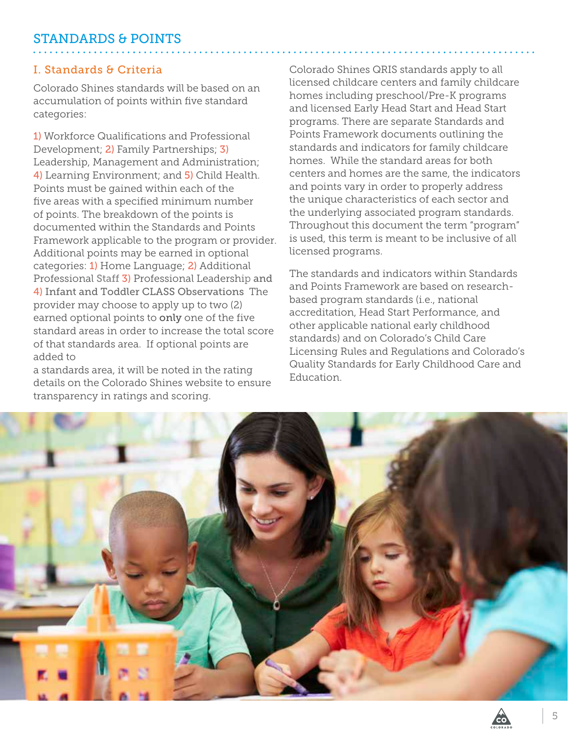## STANDARDS & POINTS

### I. Standards & Criteria

Colorado Shines standards will be based on an accumulation of points within five standard categories:

1) Workforce Qualifications and Professional Development; 2) Family Partnerships; 3) Leadership, Management and Administration; 4) Learning Environment; and 5) Child Health. Points must be gained within each of the five areas with a specified minimum number of points. The breakdown of the points is documented within the Standards and Points Framework applicable to the program or provider. Additional points may be earned in optional categories: 1) Home Language; 2) Additional Professional Staff 3) Professional Leadership **and** **4) Infant and Toddler CLASS Observations** The provider may choose to apply up to two (2) earned optional points to **only** one of the five standard areas in order to increase the total score of that standards area. If optional points are added to a standards area, it will be noted in the rating details on the Colorado Shines website to ensure transparency in ratings and scoring.

Colorado Shines QRIS standards apply to all licensed childcare centers and family childcare homes including preschool/Pre-K programs and licensed Early Head Start and Head Start programs. There are separate Standards and Points Framework documents outlining the standards and indicators for family childcare homes. While the standard areas for both centers and homes are the same, the indicators and points vary in order to properly address the unique characteristics of each sector and the underlying associated program standards. Throughout this document the term "program" is used, this term is meant to be inclusive of all licensed programs.

The standards and indicators within Standards and Points Framework are based on research-based program standards (i.e., national accreditation, Head Start Performance, and other applicable national early childhood standards) and on Colorado's Child Care Licensing Rules and Regulations and Colorado's Quality Standards for Early Childhood Care and Education.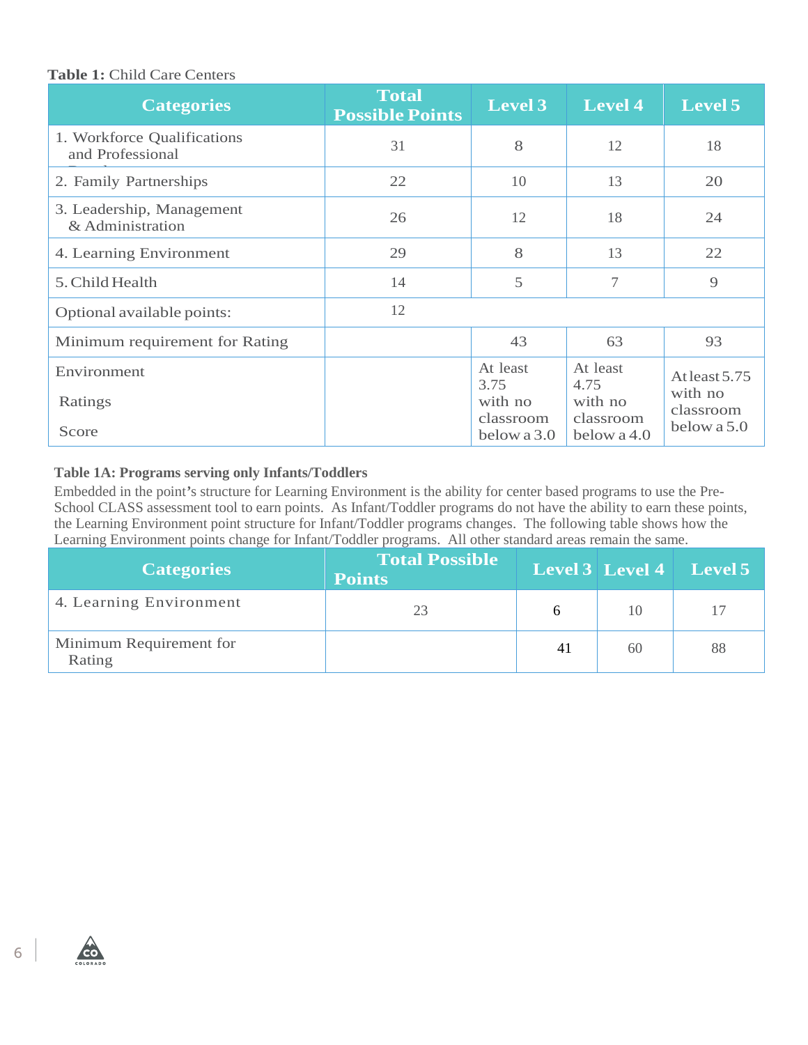**Table 1:** Child Care Centers

| Categories | Total Possible Points | Level 3 | Level 4 | Level 5 |
|---|---|---|---|---|
| 1. Workforce Qualifications and Professional Development | 31 | 8 | 12 | 18 |
| 2. Family Partnerships | 22 | 10 | 13 | 20 |
| 3. Leadership, Management & Administration | 26 | 12 | 18 | 24 |
| 4. Learning Environment | 29 | 8 | 13 | 22 |
| 5. Child Health | 14 | 5 | 7 | 9 |
| Optional available points: | 12 | | | |
| Minimum requirement for Rating | | 43 | 63 | 93 |
| Environment Ratings Score | | At least 3.75 with no classroom below a 3.0 | At least 4.75 with no classroom below a 4.0 | At least 5.75 with no classroom below a 5.0 |

**Table 1A: Programs serving only Infants/Toddlers**

Embedded in the point's structure for Learning Environment is the ability for center based programs to use the Pre-School CLASS assessment tool to earn points. As Infant/Toddler programs do not have the ability to earn these points, the Learning Environment point structure for Infant/Toddler programs changes. The following table shows how the Learning Environment points change for Infant/Toddler programs. All other standard areas remain the same.

| Categories | Total Possible Points | Level 3 | Level 4 | Level 5 |
|---|---|---|---|---|
| 4. Learning Environment | 23 | 6 | 10 | 17 |
| Minimum Requirement for Rating | | 41 | 60 | 88 |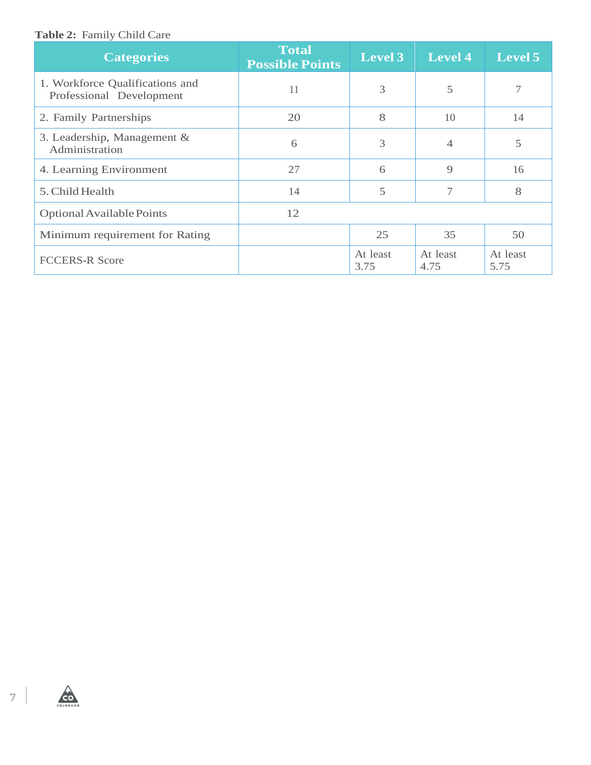**Table 2:** Family Child Care

| Categories | Total Possible Points | Level 3 | Level 4 | Level 5 |
|---|---|---|---|---|
| 1. Workforce Qualifications and Professional Development | 11 | 3 | 5 | 7 |
| 2. Family Partnerships | 20 | 8 | 10 | 14 |
| 3. Leadership, Management & Administration | 6 | 3 | 4 | 5 |
| 4. Learning Environment | 27 | 6 | 9 | 16 |
| 5. Child Health | 14 | 5 | 7 | 8 |
| Optional Available Points | 12 | | | |
| Minimum requirement for Rating | | 25 | 35 | 50 |
| FCCERS-R Score | | At least 3.75 | At least 4.75 | At least 5.75 |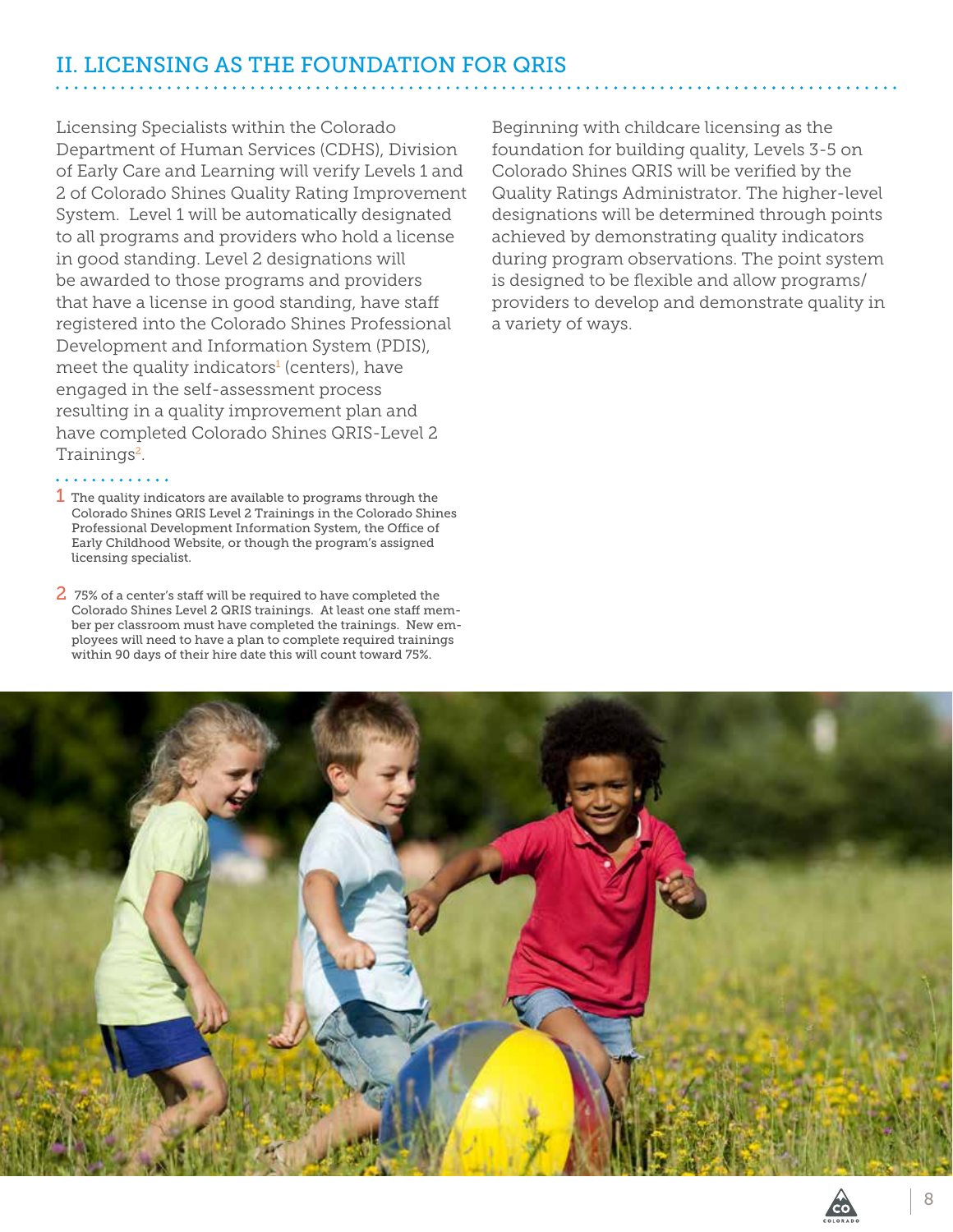## II. LICENSING AS THE FOUNDATION FOR QRIS

Licensing Specialists within the Colorado Department of Human Services (CDHS), Division of Early Care and Learning will verify Levels 1 and 2 of Colorado Shines Quality Rating Improvement System. Level 1 will be automatically designated to all programs and providers who hold a license in good standing. Level 2 designations will be awarded to those programs and providers that have a license in good standing, have staff registered into the Colorado Shines Professional Development and Information System (PDIS), meet the quality indicators[1] (centers), have engaged in the self-assessment process resulting in a quality improvement plan and have completed Colorado Shines QRIS-Level 2 Trainings[2].

Beginning with childcare licensing as the foundation for building quality, Levels 3-5 on Colorado Shines QRIS will be verified by the Quality Ratings Administrator. The higher-level designations will be determined through points achieved by demonstrating quality indicators during program observations. The point system is designed to be flexible and allow programs/providers to develop and demonstrate quality in a variety of ways.

1 The quality indicators are available to programs through the Colorado Shines QRIS Level 2 Trainings in the Colorado Shines Professional Development Information System, the Office of Early Childhood Website, or though the program's assigned licensing specialist.

2 75% of a center's staff will be required to have completed the Colorado Shines Level 2 QRIS trainings. At least one staff member per classroom must have completed the trainings. New employees will need to have a plan to complete required trainings within 90 days of their hire date this will count toward 75%.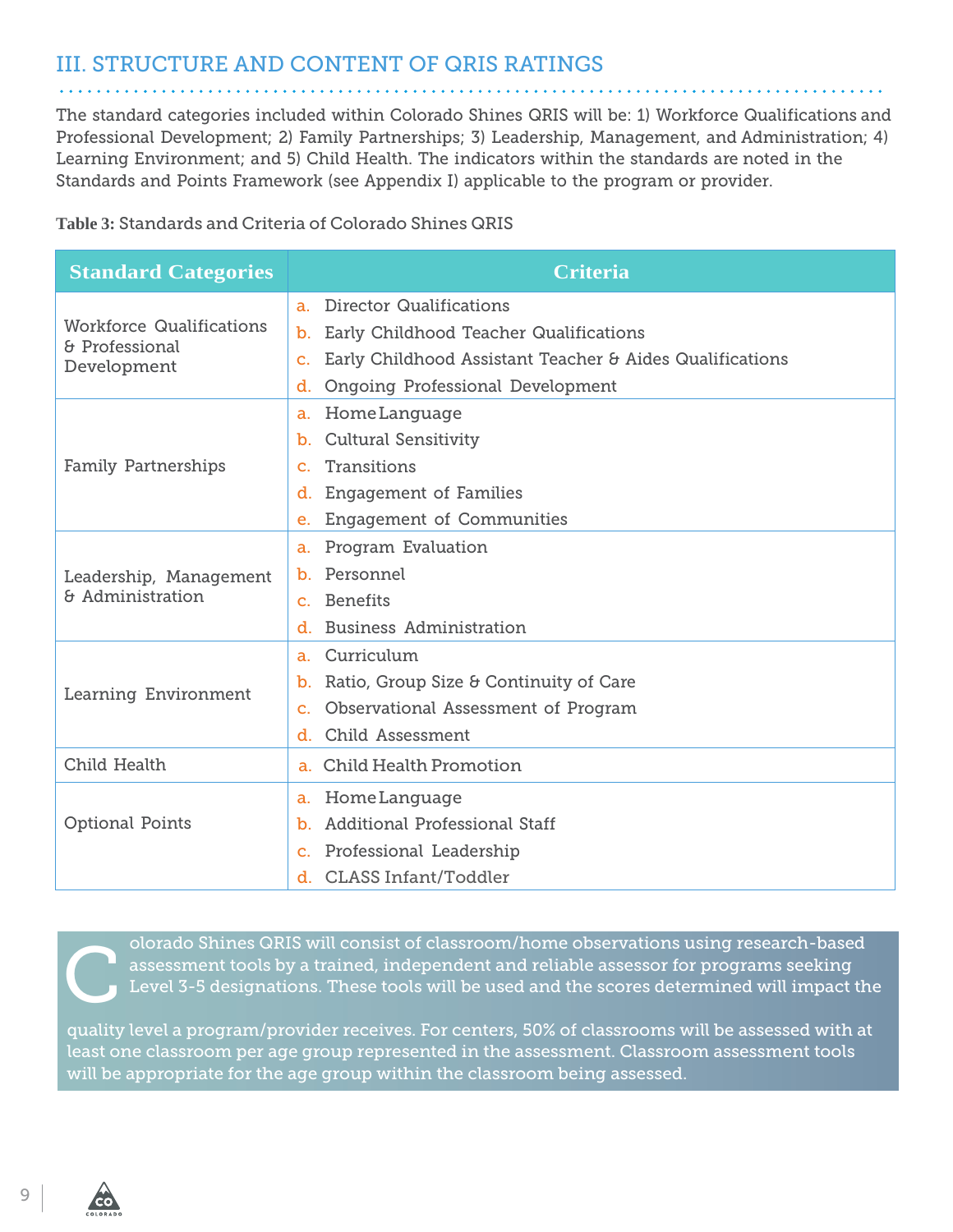## III. STRUCTURE AND CONTENT OF QRIS RATINGS

The standard categories included within Colorado Shines QRIS will be: 1) Workforce Qualifications and Professional Development; 2) Family Partnerships; 3) Leadership, Management, and Administration; 4) Learning Environment; and 5) Child Health. The indicators within the standards are noted in the Standards and Points Framework (see Appendix I) applicable to the program or provider.

**Table 3:** Standards and Criteria of Colorado Shines QRIS

| Standard Categories | Criteria |
|---|---|
| Workforce Qualifications & Professional Development | a. Director Qualifications<br>b. Early Childhood Teacher Qualifications<br>c. Early Childhood Assistant Teacher & Aides Qualifications<br>d. Ongoing Professional Development |
| Family Partnerships | a. Home Language<br>b. Cultural Sensitivity<br>c. Transitions<br>d. Engagement of Families<br>e. Engagement of Communities |
| Leadership, Management & Administration | a. Program Evaluation<br>b. Personnel<br>c. Benefits<br>d. Business Administration |
| Learning Environment | a. Curriculum<br>b. Ratio, Group Size & Continuity of Care<br>c. Observational Assessment of Program<br>d. Child Assessment |
| Child Health | a. Child Health Promotion |
| Optional Points | a. Home Language<br>b. Additional Professional Staff<br>c. Professional Leadership<br>d. CLASS Infant/Toddler |

Colorado Shines QRIS will consist of classroom/home observations using research-based assessment tools by a trained, independent and reliable assessor for programs seeking Level 3-5 designations. These tools will be used and the scores determined will impact the quality level a program/provider receives. For centers, 50% of classrooms will be assessed with at least one classroom per age group represented in the assessment. Classroom assessment tools will be appropriate for the age group within the classroom being assessed.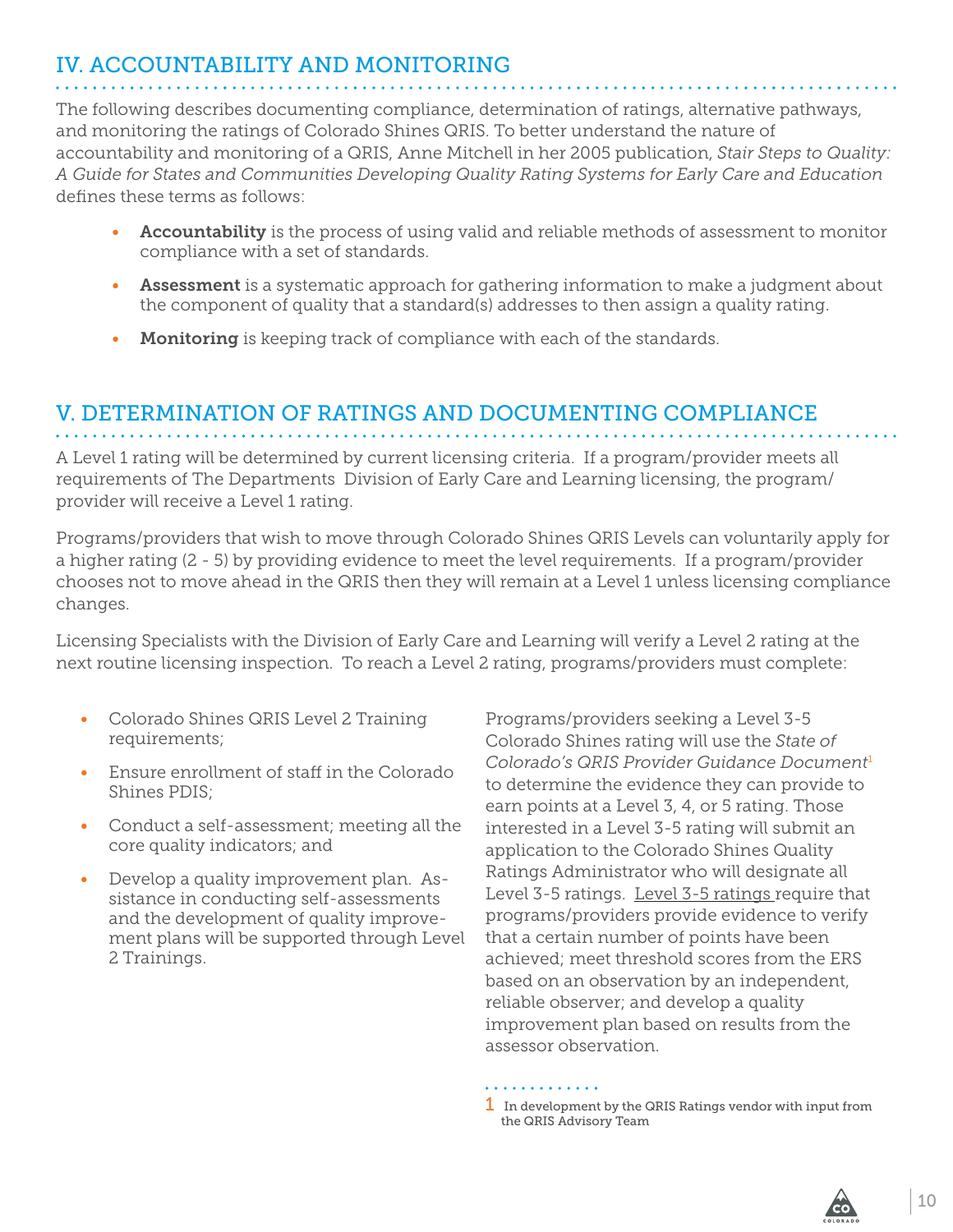## IV. ACCOUNTABILITY AND MONITORING

The following describes documenting compliance, determination of ratings, alternative pathways, and monitoring the ratings of Colorado Shines QRIS. To better understand the nature of accountability and monitoring of a QRIS, Anne Mitchell in her 2005 publication, *Stair Steps to Quality: A Guide for States and Communities Developing Quality Rating Systems for Early Care and Education* defines these terms as follows:

- **Accountability** is the process of using valid and reliable methods of assessment to monitor compliance with a set of standards.
- **Assessment** is a systematic approach for gathering information to make a judgment about the component of quality that a standard(s) addresses to then assign a quality rating.
- **Monitoring** is keeping track of compliance with each of the standards.

## V. DETERMINATION OF RATINGS AND DOCUMENTING COMPLIANCE

A Level 1 rating will be determined by current licensing criteria. If a program/provider meets all requirements of The Departments Division of Early Care and Learning licensing, the program/provider will receive a Level 1 rating.

Programs/providers that wish to move through Colorado Shines QRIS Levels can voluntarily apply for a higher rating (2 - 5) by providing evidence to meet the level requirements. If a program/provider chooses not to move ahead in the QRIS then they will remain at a Level 1 unless licensing compliance changes.

Licensing Specialists with the Division of Early Care and Learning will verify a Level 2 rating at the next routine licensing inspection. To reach a Level 2 rating, programs/providers must complete:

- Colorado Shines QRIS Level 2 Training requirements;
- Ensure enrollment of staff in the Colorado Shines PDIS;
- Conduct a self-assessment; meeting all the core quality indicators; and
- Develop a quality improvement plan. Assistance in conducting self-assessments and the development of quality improvement plans will be supported through Level 2 Trainings.

Programs/providers seeking a Level 3-5 Colorado Shines rating will use the *State of Colorado's QRIS Provider Guidance Document*[1] to determine the evidence they can provide to earn points at a Level 3, 4, or 5 rating. Those interested in a Level 3-5 rating will submit an application to the Colorado Shines Quality Ratings Administrator who will designate all Level 3-5 ratings. Level 3-5 ratings require that programs/providers provide evidence to verify that a certain number of points have been achieved; meet threshold scores from the ERS based on an observation by an independent, reliable observer; and develop a quality improvement plan based on results from the assessor observation.

1 In development by the QRIS Ratings vendor with input from the QRIS Advisory Team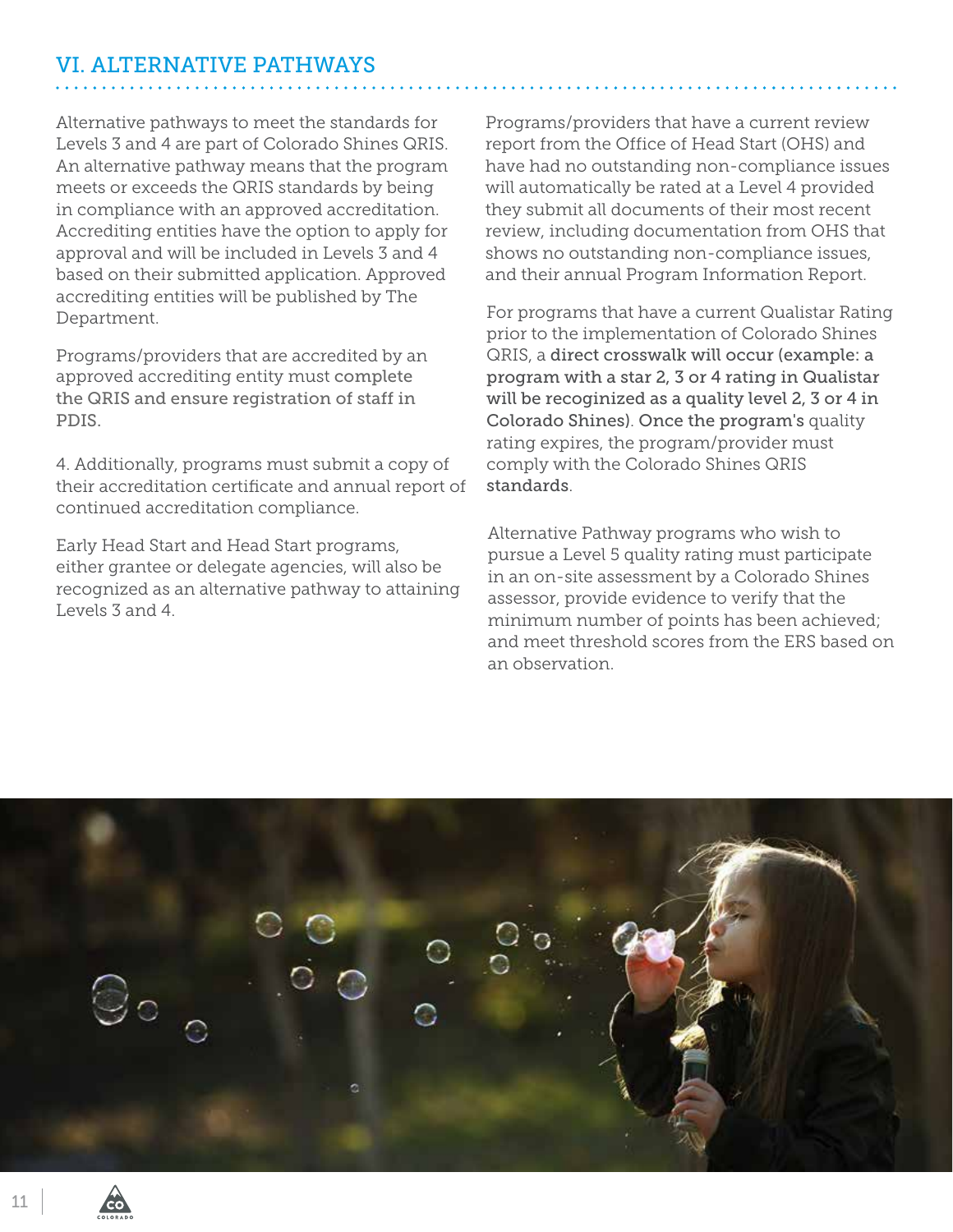## VI. ALTERNATIVE PATHWAYS

Alternative pathways to meet the standards for Levels 3 and 4 are part of Colorado Shines QRIS. An alternative pathway means that the program meets or exceeds the QRIS standards by being in compliance with an approved accreditation. Accrediting entities have the option to apply for approval and will be included in Levels 3 and 4 based on their submitted application. Approved accrediting entities will be published by The Department.

Programs/providers that are accredited by an approved accrediting entity must complete the QRIS and ensure registration of staff in PDIS.

4. Additionally, programs must submit a copy of their accreditation certificate and annual report of continued accreditation compliance.

Early Head Start and Head Start programs, either grantee or delegate agencies, will also be recognized as an alternative pathway to attaining Levels 3 and 4.

Programs/providers that have a current review report from the Office of Head Start (OHS) and have had no outstanding non-compliance issues will automatically be rated at a Level 4 provided they submit all documents of their most recent review, including documentation from OHS that shows no outstanding non-compliance issues, and their annual Program Information Report.

For programs that have a current Qualistar Rating prior to the implementation of Colorado Shines QRIS, a direct crosswalk will occur (example: a program with a star 2, 3 or 4 rating in Qualistar will be recogniized as a quality level 2, 3 or 4 in Colorado Shines). Once the program's quality rating expires, the program/provider must comply with the Colorado Shines QRIS standards.

Alternative Pathway programs who wish to pursue a Level 5 quality rating must participate in an on-site assessment by a Colorado Shines assessor, provide evidence to verify that the minimum number of points has been achieved; and meet threshold scores from the ERS based on an observation.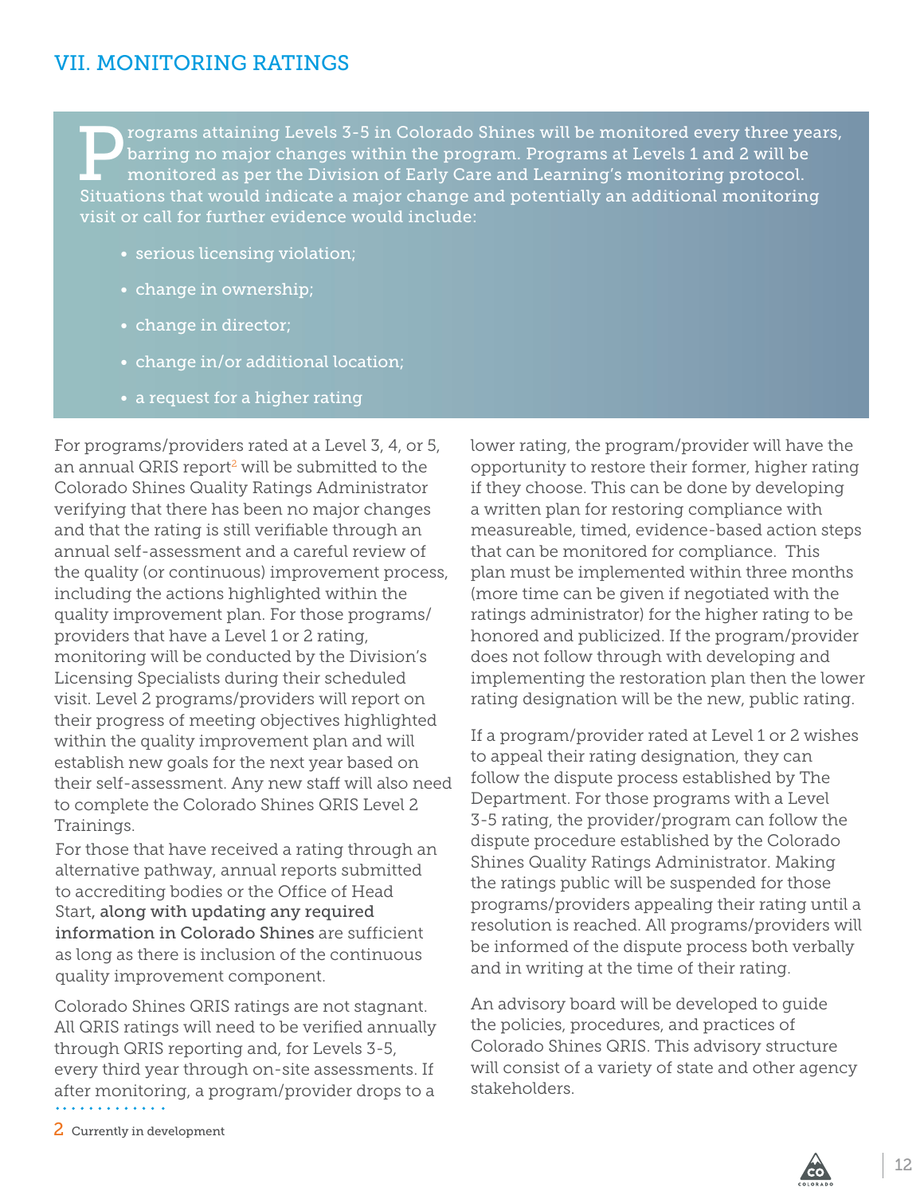## VII. MONITORING RATINGS

Programs attaining Levels 3-5 in Colorado Shines will be monitored every three years, barring no major changes within the program. Programs at Levels 1 and 2 will be monitored as per the Division of Early Care and Learning's monitoring protocol. Situations that would indicate a major change and potentially an additional monitoring visit or call for further evidence would include:

- serious licensing violation;
- change in ownership;
- change in director;
- change in/or additional location;
- a request for a higher rating

For programs/providers rated at a Level 3, 4, or 5, an annual QRIS report[2] will be submitted to the Colorado Shines Quality Ratings Administrator verifying that there has been no major changes and that the rating is still verifiable through an annual self-assessment and a careful review of the quality (or continuous) improvement process, including the actions highlighted within the quality improvement plan. For those programs/providers that have a Level 1 or 2 rating, monitoring will be conducted by the Division's Licensing Specialists during their scheduled visit. Level 2 programs/providers will report on their progress of meeting objectives highlighted within the quality improvement plan and will establish new goals for the next year based on their self-assessment. Any new staff will also need to complete the Colorado Shines QRIS Level 2 Trainings.

For those that have received a rating through an alternative pathway, annual reports submitted to accrediting bodies or the Office of Head Start, along with updating any required information in Colorado Shines are sufficient as long as there is inclusion of the continuous quality improvement component.

Colorado Shines QRIS ratings are not stagnant. All QRIS ratings will need to be verified annually through QRIS reporting and, for Levels 3-5, every third year through on-site assessments. If after monitoring, a program/provider drops to a lower rating, the program/provider will have the opportunity to restore their former, higher rating if they choose. This can be done by developing a written plan for restoring compliance with measureable, timed, evidence-based action steps that can be monitored for compliance. This plan must be implemented within three months (more time can be given if negotiated with the ratings administrator) for the higher rating to be honored and publicized. If the program/provider does not follow through with developing and implementing the restoration plan then the lower rating designation will be the new, public rating.

If a program/provider rated at Level 1 or 2 wishes to appeal their rating designation, they can follow the dispute process established by The Department. For those programs with a Level 3-5 rating, the provider/program can follow the dispute procedure established by the Colorado Shines Quality Ratings Administrator. Making the ratings public will be suspended for those programs/providers appealing their rating until a resolution is reached. All programs/providers will be informed of the dispute process both verbally and in writing at the time of their rating.

An advisory board will be developed to guide the policies, procedures, and practices of Colorado Shines QRIS. This advisory structure will consist of a variety of state and other agency stakeholders.

2 Currently in development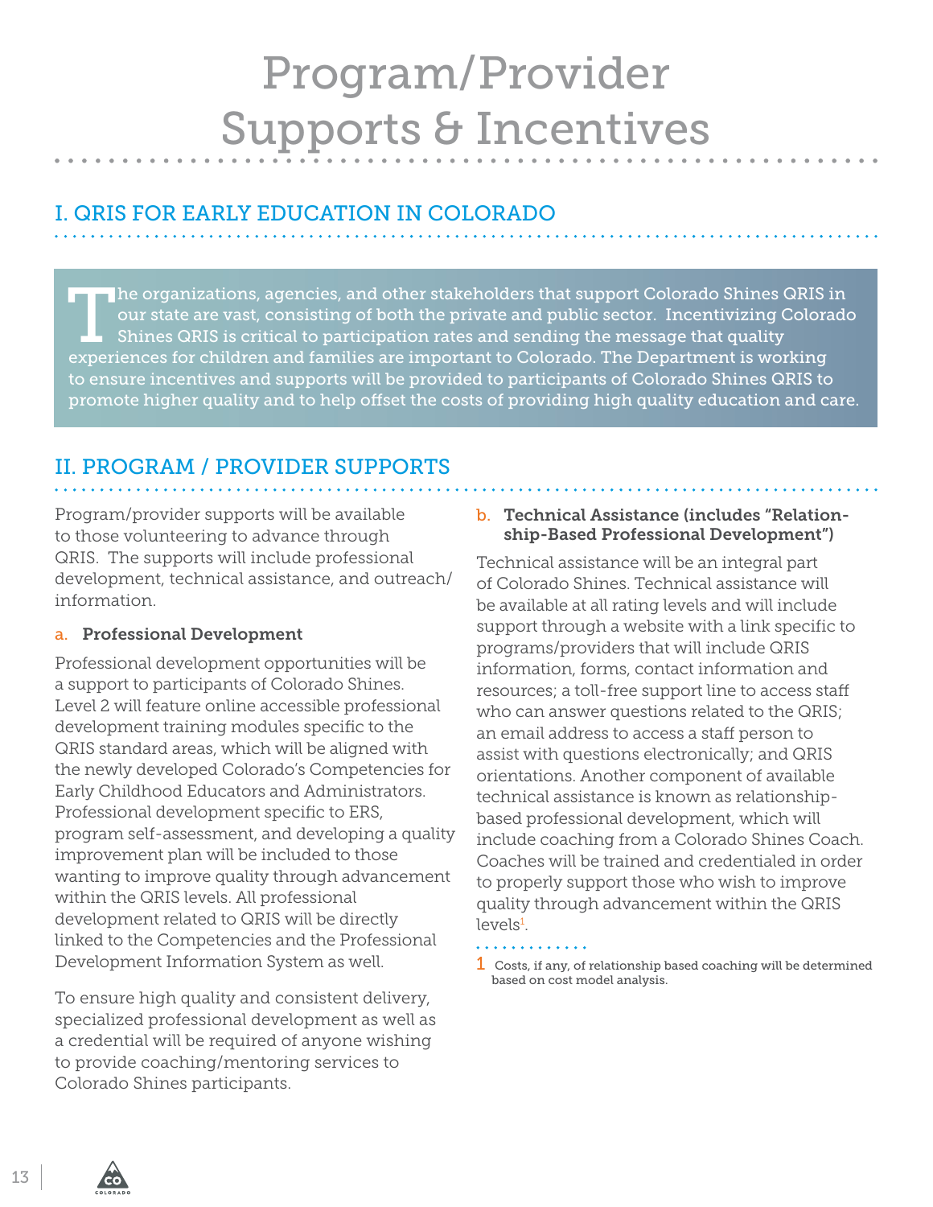# Program/Provider Supports & Incentives

## I. QRIS FOR EARLY EDUCATION IN COLORADO

The organizations, agencies, and other stakeholders that support Colorado Shines QRIS in our state are vast, consisting of both the private and public sector. Incentivizing Colorado Shines QRIS is critical to participation rates and sending the message that quality experiences for children and families are important to Colorado. The Department is working to ensure incentives and supports will be provided to participants of Colorado Shines QRIS to promote higher quality and to help offset the costs of providing high quality education and care.

## II. PROGRAM / PROVIDER SUPPORTS

Program/provider supports will be available to those volunteering to advance through QRIS. The supports will include professional development, technical assistance, and outreach/information.

### a. Professional Development

Professional development opportunities will be a support to participants of Colorado Shines. Level 2 will feature online accessible professional development training modules specific to the QRIS standard areas, which will be aligned with the newly developed Colorado's Competencies for Early Childhood Educators and Administrators. Professional development specific to ERS, program self-assessment, and developing a quality improvement plan will be included to those wanting to improve quality through advancement within the QRIS levels. All professional development related to QRIS will be directly linked to the Competencies and the Professional Development Information System as well.

To ensure high quality and consistent delivery, specialized professional development as well as a credential will be required of anyone wishing to provide coaching/mentoring services to Colorado Shines participants.

### b. Technical Assistance (includes "Relationship-Based Professional Development")

Technical assistance will be an integral part of Colorado Shines. Technical assistance will be available at all rating levels and will include support through a website with a link specific to programs/providers that will include QRIS information, forms, contact information and resources; a toll-free support line to access staff who can answer questions related to the QRIS; an email address to access a staff person to assist with questions electronically; and QRIS orientations. Another component of available technical assistance is known as relationship-based professional development, which will include coaching from a Colorado Shines Coach. Coaches will be trained and credentialed in order to properly support those who wish to improve quality through advancement within the QRIS levels[1].

[1] Costs, if any, of relationship based coaching will be determined based on cost model analysis.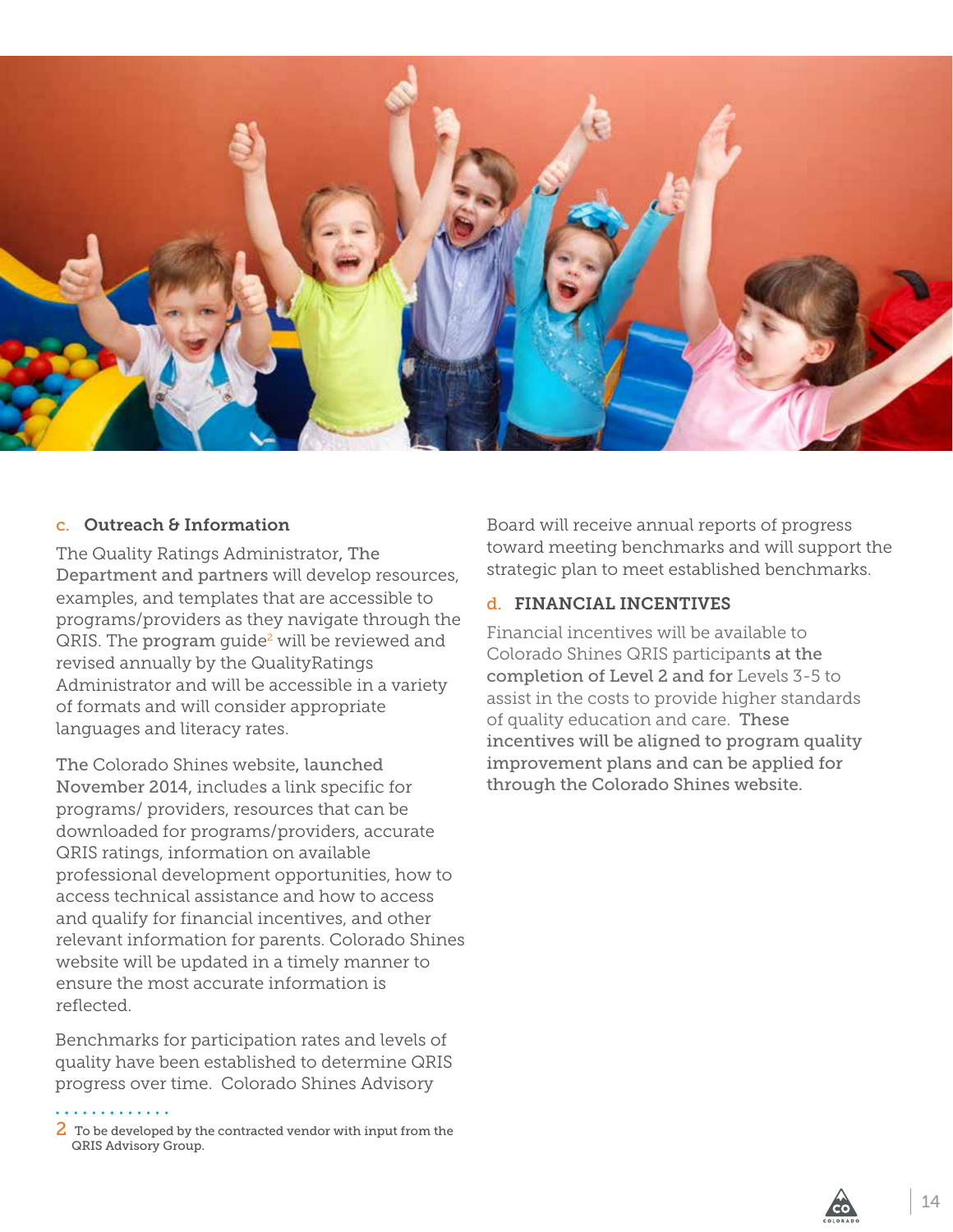### c. Outreach & Information

The Quality Ratings Administrator, **The Department and partners** will develop resources, examples, and templates that are accessible to programs/providers as they navigate through the QRIS. The **program guide**[2] will be reviewed and revised annually by the QualityRatings Administrator and will be accessible in a variety of formats and will consider appropriate languages and literacy rates.

The Colorado Shines website, **launched November 2014**, includes a link specific for programs/ providers, resources that can be downloaded for programs/providers, accurate QRIS ratings, information on available professional development opportunities, how to access technical assistance and how to access and qualify for financial incentives, and other relevant information for parents. Colorado Shines website will be updated in a timely manner to ensure the most accurate information is reflected.

Benchmarks for participation rates and levels of quality have been established to determine QRIS progress over time. Colorado Shines Advisory Board will receive annual reports of progress toward meeting benchmarks and will support the strategic plan to meet established benchmarks.

### d. FINANCIAL INCENTIVES

Financial incentives will be available to Colorado Shines QRIS participant**s at the completion of Level 2 and for** Levels 3-5 to assist in the costs to provide higher standards of quality education and care. **These incentives will be aligned to program quality improvement plans and can be applied for through the Colorado Shines website.**

[2] To be developed by the contracted vendor with input from the QRIS Advisory Group.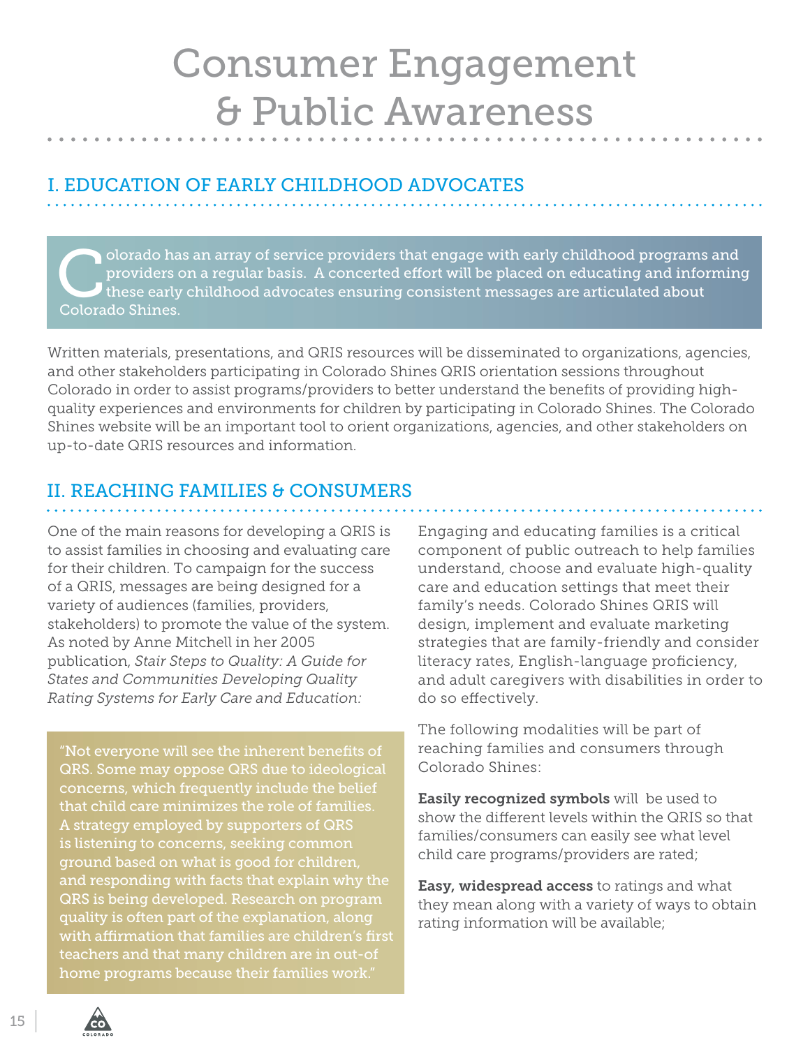# Consumer Engagement & Public Awareness

## I. EDUCATION OF EARLY CHILDHOOD ADVOCATES

Colorado has an array of service providers that engage with early childhood programs and providers on a regular basis. A concerted effort will be placed on educating and informing these early childhood advocates ensuring consistent messages are articulated about Colorado Shines.

Written materials, presentations, and QRIS resources will be disseminated to organizations, agencies, and other stakeholders participating in Colorado Shines QRIS orientation sessions throughout Colorado in order to assist programs/providers to better understand the benefits of providing high-quality experiences and environments for children by participating in Colorado Shines. The Colorado Shines website will be an important tool to orient organizations, agencies, and other stakeholders on up-to-date QRIS resources and information.

## II. REACHING FAMILIES & CONSUMERS

One of the main reasons for developing a QRIS is to assist families in choosing and evaluating care for their children. To campaign for the success of a QRIS, messages are being designed for a variety of audiences (families, providers, stakeholders) to promote the value of the system. As noted by Anne Mitchell in her 2005 publication, *Stair Steps to Quality: A Guide for States and Communities Developing Quality Rating Systems for Early Care and Education:*

> "Not everyone will see the inherent benefits of QRS. Some may oppose QRS due to ideological concerns, which frequently include the belief that child care minimizes the role of families. A strategy employed by supporters of QRS is listening to concerns, seeking common ground based on what is good for children, and responding with facts that explain why the QRS is being developed. Research on program quality is often part of the explanation, along with affirmation that families are children's first teachers and that many children are in out-of home programs because their families work."

Engaging and educating families is a critical component of public outreach to help families understand, choose and evaluate high-quality care and education settings that meet their family's needs. Colorado Shines QRIS will design, implement and evaluate marketing strategies that are family-friendly and consider literacy rates, English-language proficiency, and adult caregivers with disabilities in order to do so effectively.

The following modalities will be part of reaching families and consumers through Colorado Shines:

**Easily recognized symbols** will be used to show the different levels within the QRIS so that families/consumers can easily see what level child care programs/providers are rated;

**Easy, widespread access** to ratings and what they mean along with a variety of ways to obtain rating information will be available;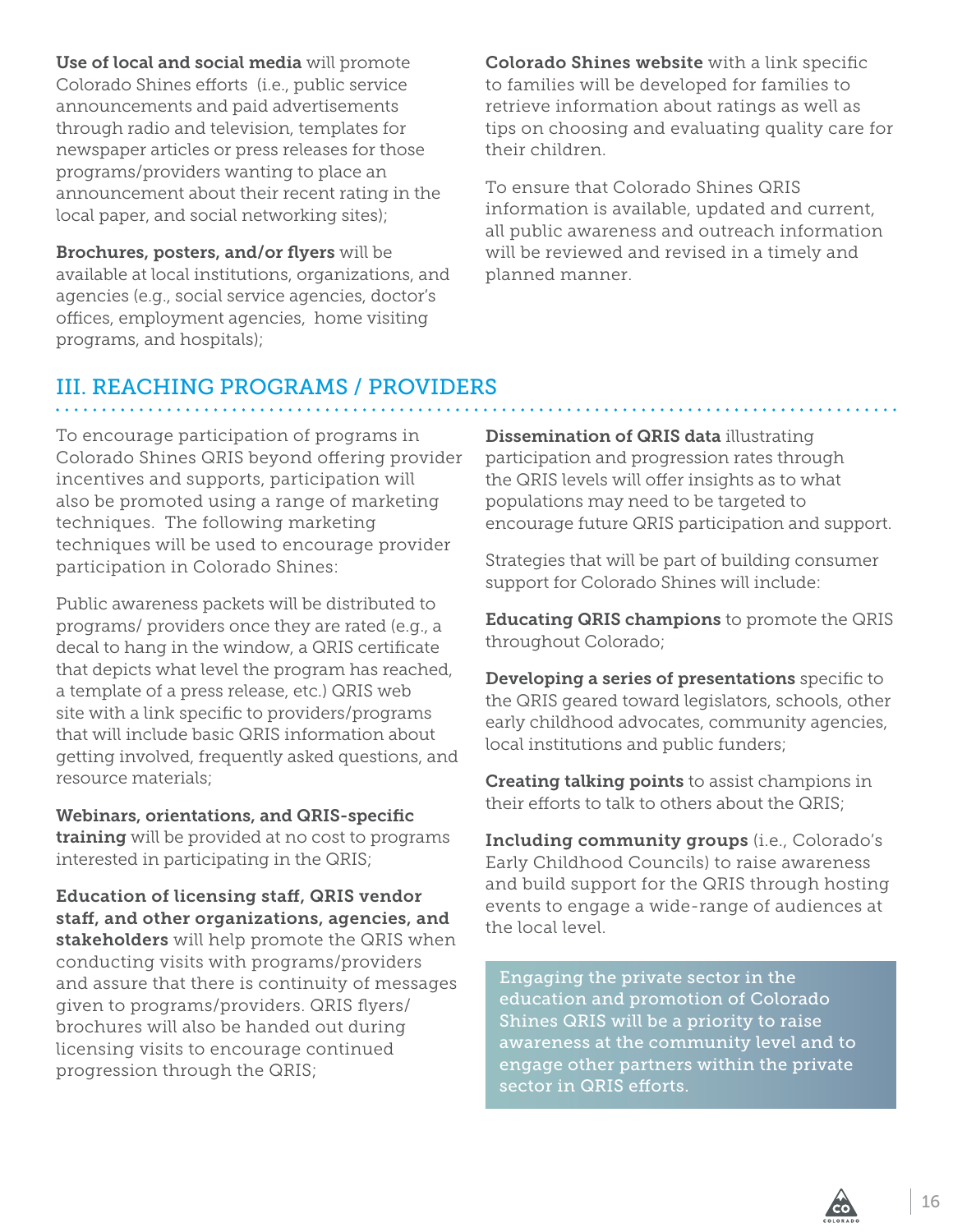**Use of local and social media** will promote Colorado Shines efforts (i.e., public service announcements and paid advertisements through radio and television, templates for newspaper articles or press releases for those programs/providers wanting to place an announcement about their recent rating in the local paper, and social networking sites);

**Brochures, posters, and/or flyers** will be available at local institutions, organizations, and agencies (e.g., social service agencies, doctor's offices, employment agencies, home visiting programs, and hospitals);

**Colorado Shines website** with a link specific to families will be developed for families to retrieve information about ratings as well as tips on choosing and evaluating quality care for their children.

To ensure that Colorado Shines QRIS information is available, updated and current, all public awareness and outreach information will be reviewed and revised in a timely and planned manner.

## III. REACHING PROGRAMS / PROVIDERS

To encourage participation of programs in Colorado Shines QRIS beyond offering provider incentives and supports, participation will also be promoted using a range of marketing techniques. The following marketing techniques will be used to encourage provider participation in Colorado Shines:

Public awareness packets will be distributed to programs/ providers once they are rated (e.g., a decal to hang in the window, a QRIS certificate that depicts what level the program has reached, a template of a press release, etc.) QRIS web site with a link specific to providers/programs that will include basic QRIS information about getting involved, frequently asked questions, and resource materials;

**Webinars, orientations, and QRIS-specific training** will be provided at no cost to programs interested in participating in the QRIS;

**Education of licensing staff, QRIS vendor staff, and other organizations, agencies, and stakeholders** will help promote the QRIS when conducting visits with programs/providers and assure that there is continuity of messages given to programs/providers. QRIS flyers/ brochures will also be handed out during licensing visits to encourage continued progression through the QRIS;

**Dissemination of QRIS data** illustrating participation and progression rates through the QRIS levels will offer insights as to what populations may need to be targeted to encourage future QRIS participation and support.

Strategies that will be part of building consumer support for Colorado Shines will include:

**Educating QRIS champions** to promote the QRIS throughout Colorado;

**Developing a series of presentations** specific to the QRIS geared toward legislators, schools, other early childhood advocates, community agencies, local institutions and public funders;

**Creating talking points** to assist champions in their efforts to talk to others about the QRIS;

**Including community groups** (i.e., Colorado's Early Childhood Councils) to raise awareness and build support for the QRIS through hosting events to engage a wide-range of audiences at the local level.

Engaging the private sector in the education and promotion of Colorado Shines QRIS will be a priority to raise awareness at the community level and to engage other partners within the private sector in QRIS efforts.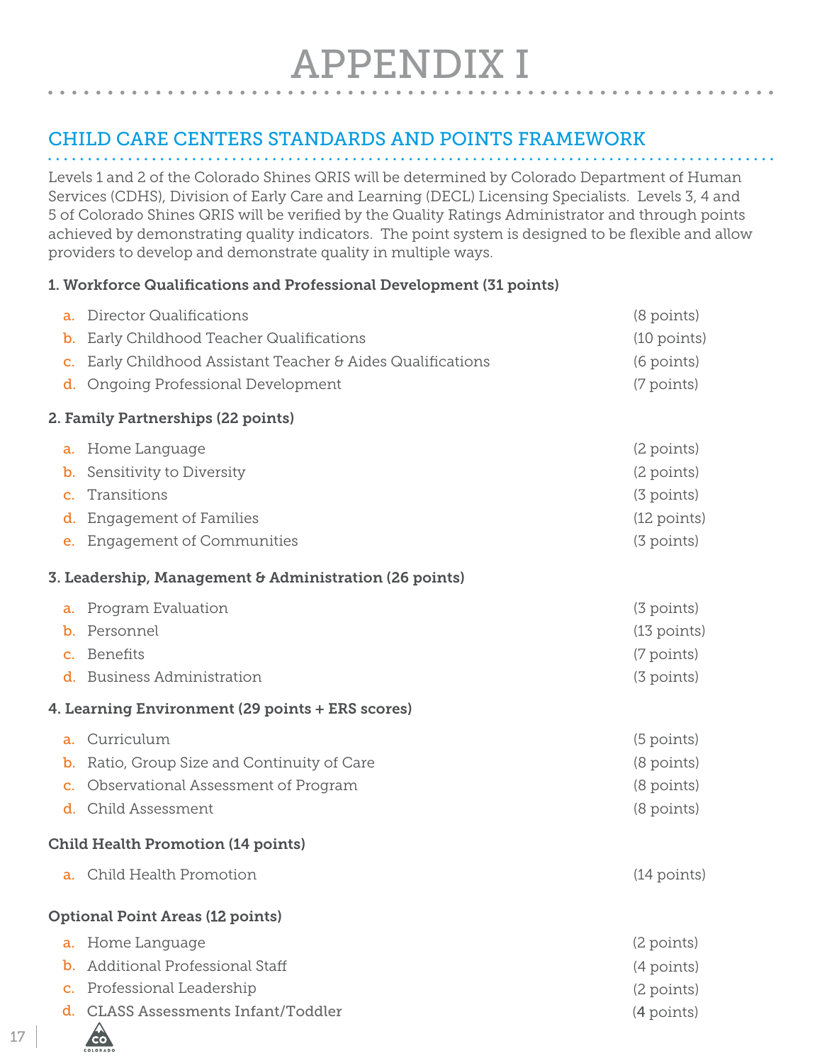# APPENDIX I

## CHILD CARE CENTERS STANDARDS AND POINTS FRAMEWORK

Levels 1 and 2 of the Colorado Shines QRIS will be determined by Colorado Department of Human Services (CDHS), Division of Early Care and Learning (DECL) Licensing Specialists. Levels 3, 4 and 5 of Colorado Shines QRIS will be verified by the Quality Ratings Administrator and through points achieved by demonstrating quality indicators. The point system is designed to be flexible and allow providers to develop and demonstrate quality in multiple ways.

**1. Workforce Qualifications and Professional Development (31 points)**

a. Director Qualifications (8 points)
b. Early Childhood Teacher Qualifications (10 points)
c. Early Childhood Assistant Teacher & Aides Qualifications (6 points)
d. Ongoing Professional Development (7 points)

**2. Family Partnerships (22 points)**

a. Home Language (2 points)
b. Sensitivity to Diversity (2 points)
c. Transitions (3 points)
d. Engagement of Families (12 points)
e. Engagement of Communities (3 points)

**3. Leadership, Management & Administration (26 points)**

a. Program Evaluation (3 points)
b. Personnel (13 points)
c. Benefits (7 points)
d. Business Administration (3 points)

**4. Learning Environment (29 points + ERS scores)**

a. Curriculum (5 points)
b. Ratio, Group Size and Continuity of Care (8 points)
c. Observational Assessment of Program (8 points)
d. Child Assessment (8 points)

**Child Health Promotion (14 points)**

a. Child Health Promotion (14 points)

**Optional Point Areas (12 points)**

a. Home Language (2 points)
b. Additional Professional Staff (4 points)
c. Professional Leadership (2 points)
d. CLASS Assessments Infant/Toddler (4 points)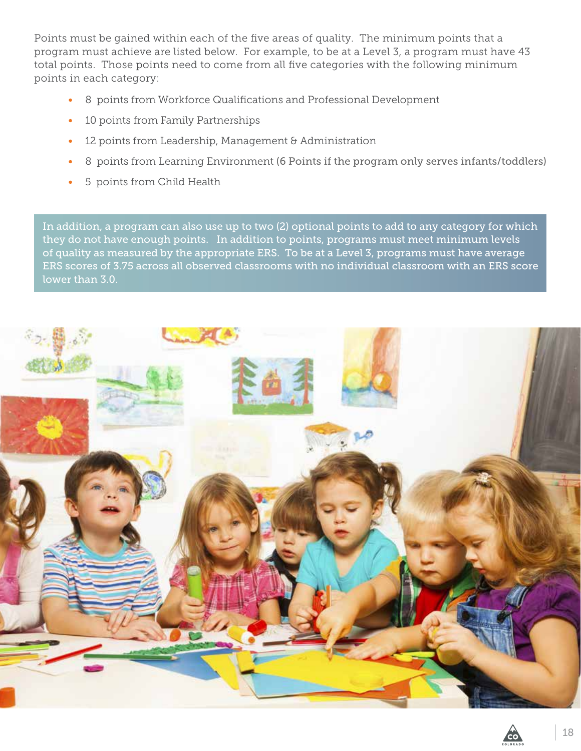Points must be gained within each of the five areas of quality. The minimum points that a program must achieve are listed below. For example, to be at a Level 3, a program must have 43 total points. Those points need to come from all five categories with the following minimum points in each category:

- 8 points from Workforce Qualifications and Professional Development
- 10 points from Family Partnerships
- 12 points from Leadership, Management & Administration
- 8 points from Learning Environment (6 Points if the program only serves infants/toddlers)
- 5 points from Child Health

In addition, a program can also use up to two (2) optional points to add to any category for which they do not have enough points. In addition to points, programs must meet minimum levels of quality as measured by the appropriate ERS. To be at a Level 3, programs must have average ERS scores of 3.75 across all observed classrooms with no individual classroom with an ERS score lower than 3.0.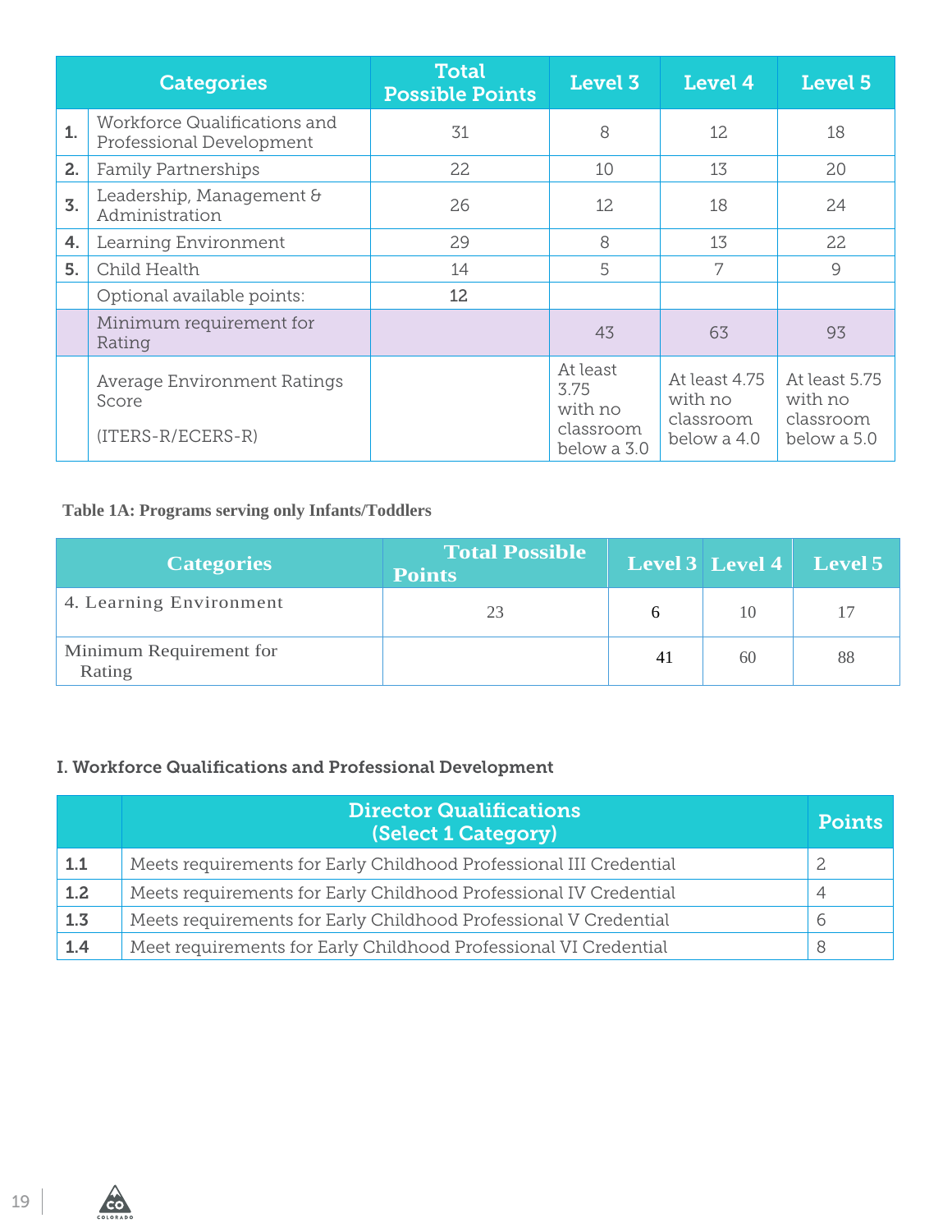| | Categories | Total Possible Points | Level 3 | Level 4 | Level 5 |
|---|---|---|---|---|---|
| **1.** | Workforce Qualifications and Professional Development | 31 | 8 | 12 | 18 |
| **2.** | Family Partnerships | 22 | 10 | 13 | 20 |
| **3.** | Leadership, Management & Administration | 26 | 12 | 18 | 24 |
| **4.** | Learning Environment | 29 | 8 | 13 | 22 |
| **5.** | Child Health | 14 | 5 | 7 | 9 |
| | Optional available points: | **12** | | | |
| | Minimum requirement for Rating | | 43 | 63 | 93 |
| | Average Environment Ratings Score (ITERS-R/ECERS-R) | | At least 3.75 with no classroom below a 3.0 | At least 4.75 with no classroom below a 4.0 | At least 5.75 with no classroom below a 5.0 |

**Table 1A: Programs serving only Infants/Toddlers**

| Categories | Total Possible Points | Level 3 | Level 4 | Level 5 |
|---|---|---|---|---|
| 4. Learning Environment | 23 | 6 | 10 | 17 |
| Minimum Requirement for Rating | | 41 | 60 | 88 |

### I. Workforce Qualifications and Professional Development

| | Director Qualifications (Select 1 Category) | Points |
|---|---|---|
| **1.1** | Meets requirements for Early Childhood Professional III Credential | 2 |
| **1.2** | Meets requirements for Early Childhood Professional IV Credential | 4 |
| **1.3** | Meets requirements for Early Childhood Professional V Credential | 6 |
| **1.4** | Meet requirements for Early Childhood Professional VI Credential | 8 |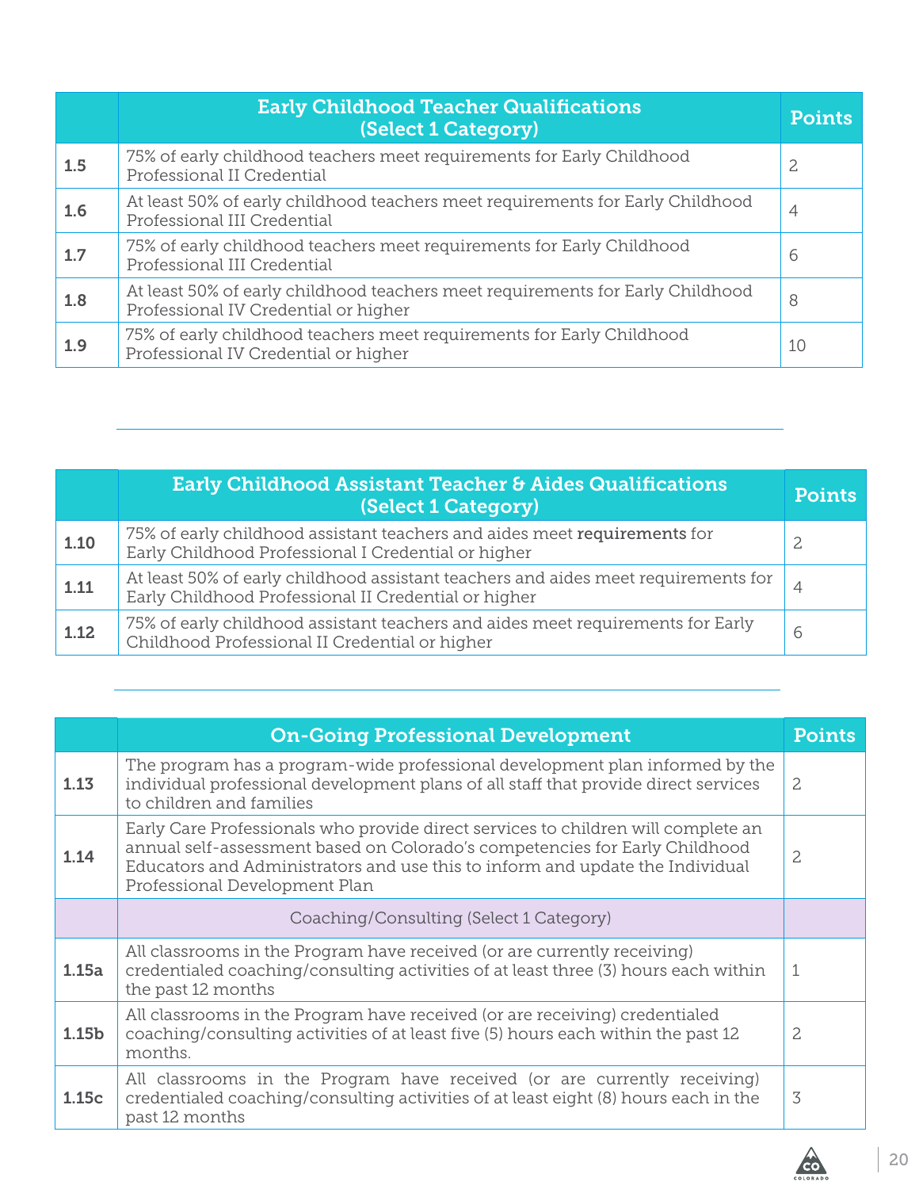| | Early Childhood Teacher Qualifications (Select 1 Category) | Points |
|---|---|---|
| **1.5** | 75% of early childhood teachers meet requirements for Early Childhood Professional II Credential | 2 |
| **1.6** | At least 50% of early childhood teachers meet requirements for Early Childhood Professional III Credential | 4 |
| **1.7** | 75% of early childhood teachers meet requirements for Early Childhood Professional III Credential | 6 |
| **1.8** | At least 50% of early childhood teachers meet requirements for Early Childhood Professional IV Credential or higher | 8 |
| **1.9** | 75% of early childhood teachers meet requirements for Early Childhood Professional IV Credential or higher | 10 |

| | Early Childhood Assistant Teacher & Aides Qualifications (Select 1 Category) | Points |
|---|---|---|
| **1.10** | 75% of early childhood assistant teachers and aides meet **requirements** for Early Childhood Professional I Credential or higher | 2 |
| **1.11** | At least 50% of early childhood assistant teachers and aides meet requirements for Early Childhood Professional II Credential or higher | 4 |
| **1.12** | 75% of early childhood assistant teachers and aides meet requirements for Early Childhood Professional II Credential or higher | 6 |

| | On-Going Professional Development | Points |
|---|---|---|
| **1.13** | The program has a program-wide professional development plan informed by the individual professional development plans of all staff that provide direct services to children and families | 2 |
| **1.14** | Early Care Professionals who provide direct services to children will complete an annual self-assessment based on Colorado's competencies for Early Childhood Educators and Administrators and use this to inform and update the Individual Professional Development Plan | 2 |
| | Coaching/Consulting (Select 1 Category) | |
| **1.15a** | All classrooms in the Program have received (or are currently receiving) credentialed coaching/consulting activities of at least three (3) hours each within the past 12 months | 1 |
| **1.15b** | All classrooms in the Program have received (or are receiving) credentialed coaching/consulting activities of at least five (5) hours each within the past 12 months. | 2 |
| **1.15c** | All classrooms in the Program have received (or are currently receiving) credentialed coaching/consulting activities of at least eight (8) hours each in the past 12 months | 3 |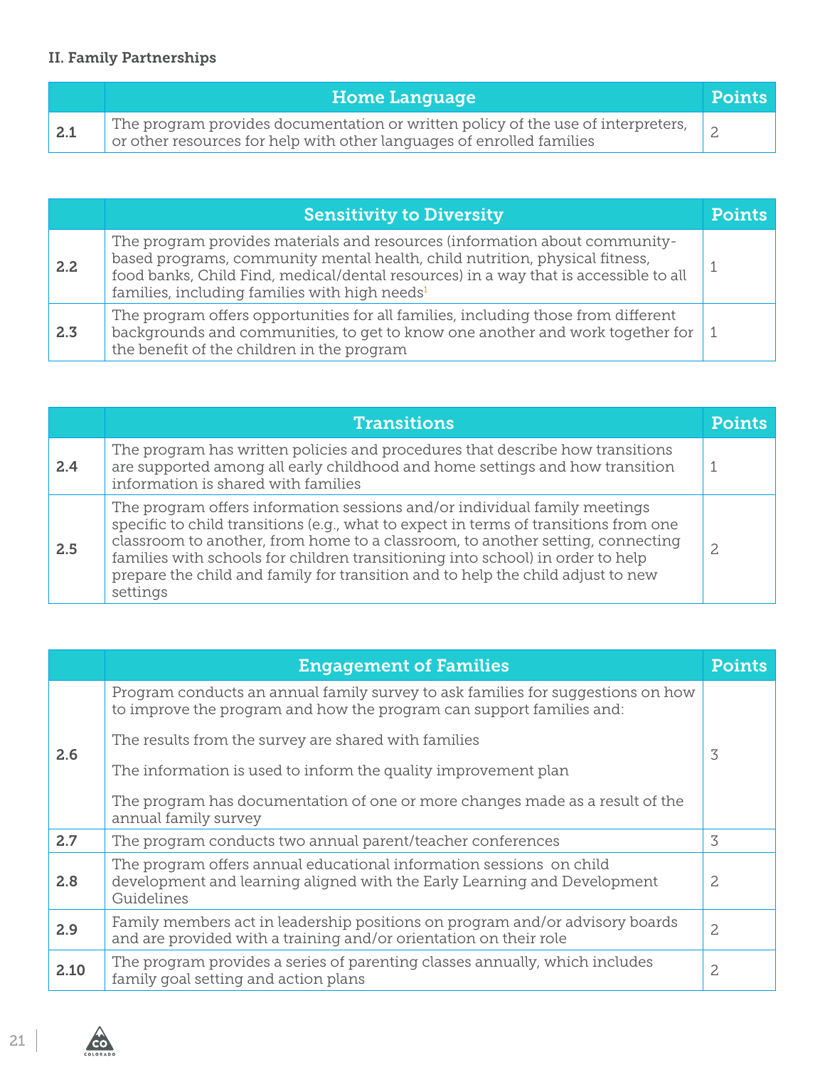### II. Family Partnerships

| | Home Language | Points |
|---|---|---|
| 2.1 | The program provides documentation or written policy of the use of interpreters, or other resources for help with other languages of enrolled families | 2 |

| | Sensitivity to Diversity | Points |
|---|---|---|
| 2.2 | The program provides materials and resources (information about community-based programs, community mental health, child nutrition, physical fitness, food banks, Child Find, medical/dental resources) in a way that is accessible to all families, including families with high needs[1] | 1 |
| 2.3 | The program offers opportunities for all families, including those from different backgrounds and communities, to get to know one another and work together for the benefit of the children in the program | 1 |

| | Transitions | Points |
|---|---|---|
| 2.4 | The program has written policies and procedures that describe how transitions are supported among all early childhood and home settings and how transition information is shared with families | 1 |
| 2.5 | The program offers information sessions and/or individual family meetings specific to child transitions (e.g., what to expect in terms of transitions from one classroom to another, from home to a classroom, to another setting, connecting families with schools for children transitioning into school) in order to help prepare the child and family for transition and to help the child adjust to new settings | 2 |

| | Engagement of Families | Points |
|---|---|---|
| 2.6 | Program conducts an annual family survey to ask families for suggestions on how to improve the program and how the program can support families and:<br><br>The results from the survey are shared with families<br><br>The information is used to inform the quality improvement plan<br><br>The program has documentation of one or more changes made as a result of the annual family survey | 3 |
| 2.7 | The program conducts two annual parent/teacher conferences | 3 |
| 2.8 | The program offers annual educational information sessions on child development and learning aligned with the Early Learning and Development Guidelines | 2 |
| 2.9 | Family members act in leadership positions on program and/or advisory boards and are provided with a training and/or orientation on their role | 2 |
| 2.10 | The program provides a series of parenting classes annually, which includes family goal setting and action plans | 2 |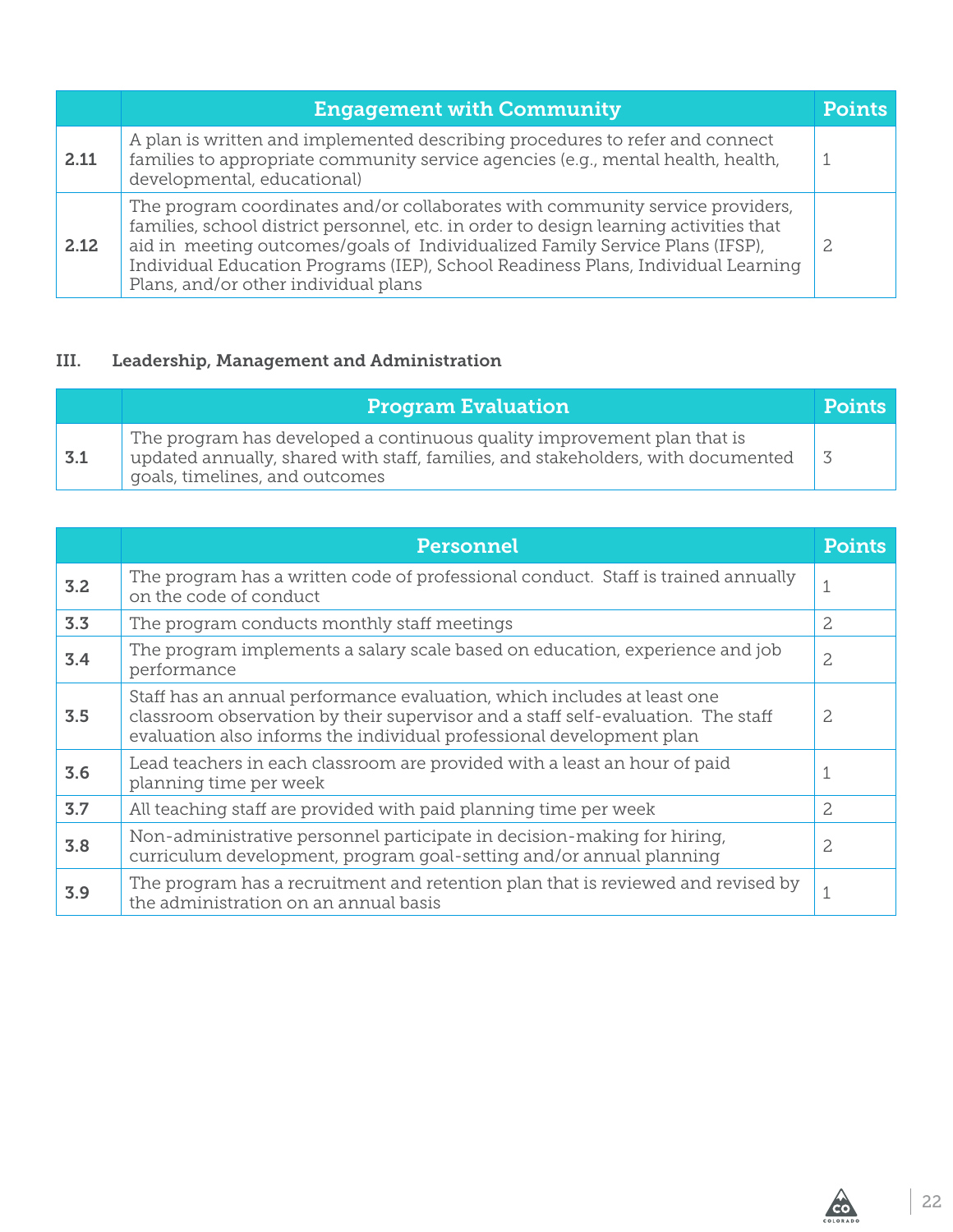| | Engagement with Community | Points |
|---|---|---|
| **2.11** | A plan is written and implemented describing procedures to refer and connect families to appropriate community service agencies (e.g., mental health, health, developmental, educational) | 1 |
| **2.12** | The program coordinates and/or collaborates with community service providers, families, school district personnel, etc. in order to design learning activities that aid in meeting outcomes/goals of Individualized Family Service Plans (IFSP), Individual Education Programs (IEP), School Readiness Plans, Individual Learning Plans, and/or other individual plans | 2 |

## III. Leadership, Management and Administration

| | Program Evaluation | Points |
|---|---|---|
| **3.1** | The program has developed a continuous quality improvement plan that is updated annually, shared with staff, families, and stakeholders, with documented goals, timelines, and outcomes | 3 |

| | Personnel | Points |
|---|---|---|
| **3.2** | The program has a written code of professional conduct. Staff is trained annually on the code of conduct | 1 |
| **3.3** | The program conducts monthly staff meetings | 2 |
| **3.4** | The program implements a salary scale based on education, experience and job performance | 2 |
| **3.5** | Staff has an annual performance evaluation, which includes at least one classroom observation by their supervisor and a staff self-evaluation. The staff evaluation also informs the individual professional development plan | 2 |
| **3.6** | Lead teachers in each classroom are provided with a least an hour of paid planning time per week | 1 |
| **3.7** | All teaching staff are provided with paid planning time per week | 2 |
| **3.8** | Non-administrative personnel participate in decision-making for hiring, curriculum development, program goal-setting and/or annual planning | 2 |
| **3.9** | The program has a recruitment and retention plan that is reviewed and revised by the administration on an annual basis | 1 |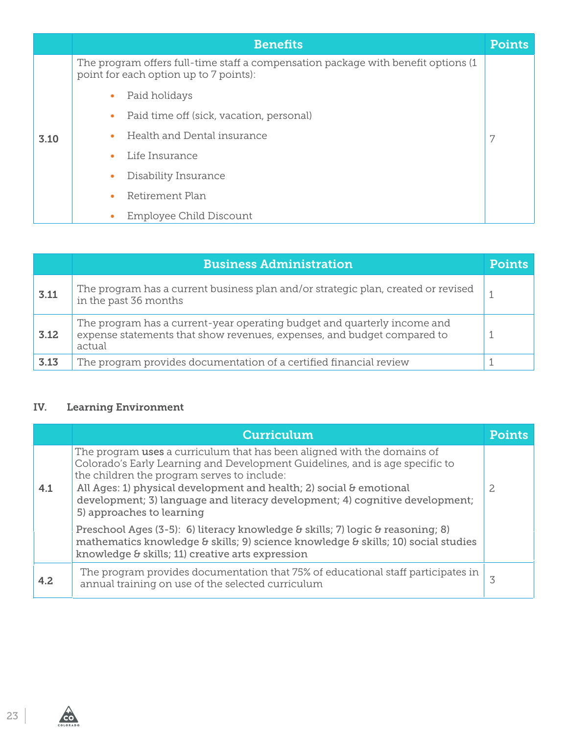| | Benefits | Points |
|---|---|---|
| 3.10 | The program offers full-time staff a compensation package with benefit options (1 point for each option up to 7 points): <br>• Paid holidays <br>• Paid time off (sick, vacation, personal) <br>• Health and Dental insurance <br>• Life Insurance <br>• Disability Insurance <br>• Retirement Plan <br>• Employee Child Discount | 7 |

| | Business Administration | Points |
|---|---|---|
| 3.11 | The program has a current business plan and/or strategic plan, created or revised in the past 36 months | 1 |
| 3.12 | The program has a current-year operating budget and quarterly income and expense statements that show revenues, expenses, and budget compared to actual | 1 |
| 3.13 | The program provides documentation of a certified financial review | 1 |

### IV. Learning Environment

| | Curriculum | Points |
|---|---|---|
| 4.1 | The program **uses** a curriculum that has been aligned with the domains of Colorado's Early Learning and Development Guidelines, and is age specific to the children the program serves to include: <br>All Ages: 1) physical development and health; 2) social & emotional development; 3) language and literacy development; 4) cognitive development; 5) approaches to learning <br>Preschool Ages (3-5): 6) literacy knowledge & skills; 7) logic & reasoning; 8) mathematics knowledge & skills; 9) science knowledge & skills; 10) social studies knowledge & skills; 11) creative arts expression | 2 |
| 4.2 | The program provides documentation that 75% of educational staff participates in annual training on use of the selected curriculum | 3 |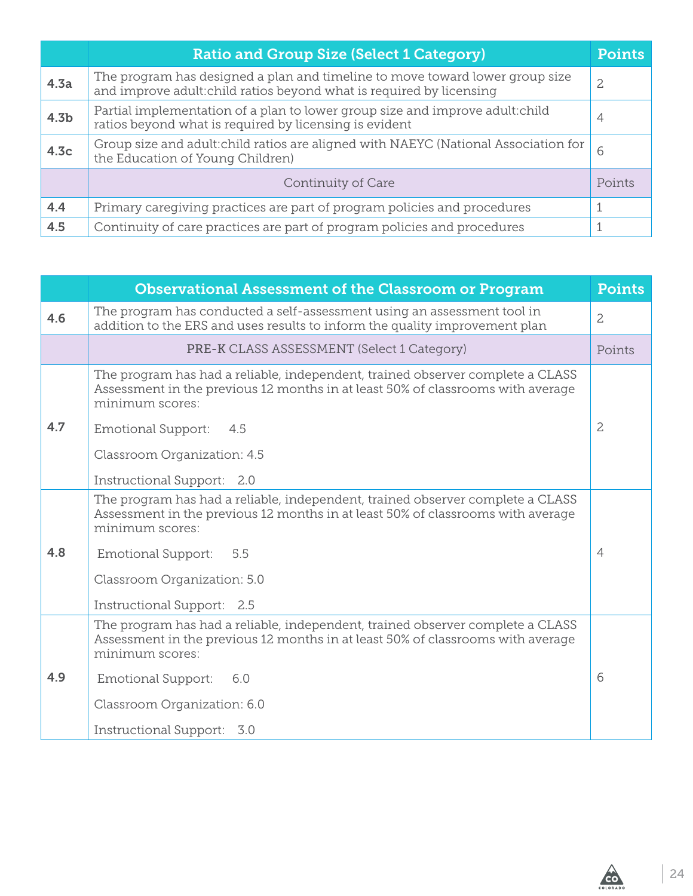| | Ratio and Group Size (Select 1 Category) | Points |
|---|---|---|
| **4.3a** | The program has designed a plan and timeline to move toward lower group size and improve adult:child ratios beyond what is required by licensing | 2 |
| **4.3b** | Partial implementation of a plan to lower group size and improve adult:child ratios beyond what is required by licensing is evident | 4 |
| **4.3c** | Group size and adult:child ratios are aligned with NAEYC (National Association for the Education of Young Children) | 6 |
| | Continuity of Care | Points |
| **4.4** | Primary caregiving practices are part of program policies and procedures | 1 |
| **4.5** | Continuity of care practices are part of program policies and procedures | 1 |

| | Observational Assessment of the Classroom or Program | Points |
|---|---|---|
| **4.6** | The program has conducted a self-assessment using an assessment tool in addition to the ERS and uses results to inform the quality improvement plan | 2 |
| | **PRE-K** CLASS ASSESSMENT (Select 1 Category) | Points |
| **4.7** | The program has had a reliable, independent, trained observer complete a CLASS Assessment in the previous 12 months in at least 50% of classrooms with average minimum scores:<br><br>Emotional Support: 4.5<br><br>Classroom Organization: 4.5<br><br>Instructional Support: 2.0 | 2 |
| **4.8** | The program has had a reliable, independent, trained observer complete a CLASS Assessment in the previous 12 months in at least 50% of classrooms with average minimum scores:<br><br>Emotional Support: 5.5<br><br>Classroom Organization: 5.0<br><br>Instructional Support: 2.5 | 4 |
| **4.9** | The program has had a reliable, independent, trained observer complete a CLASS Assessment in the previous 12 months in at least 50% of classrooms with average minimum scores:<br><br>Emotional Support: 6.0<br><br>Classroom Organization: 6.0<br><br>Instructional Support: 3.0 | 6 |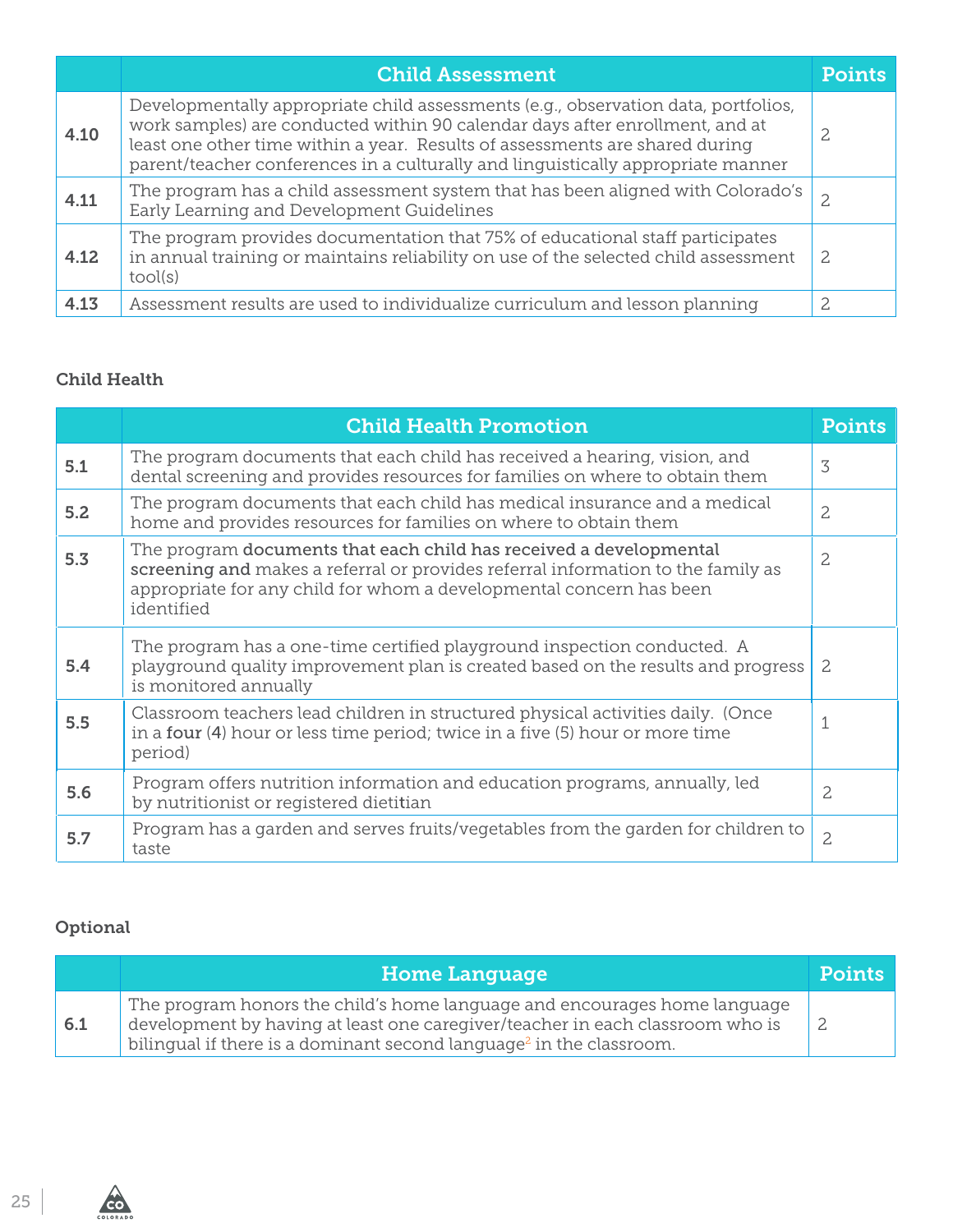| | Child Assessment | Points |
|---|---|---|
| **4.10** | Developmentally appropriate child assessments (e.g., observation data, portfolios, work samples) are conducted within 90 calendar days after enrollment, and at least one other time within a year. Results of assessments are shared during parent/teacher conferences in a culturally and linguistically appropriate manner | 2 |
| **4.11** | The program has a child assessment system that has been aligned with Colorado's Early Learning and Development Guidelines | 2 |
| **4.12** | The program provides documentation that 75% of educational staff participates in annual training or maintains reliability on use of the selected child assessment tool(s) | 2 |
| **4.13** | Assessment results are used to individualize curriculum and lesson planning | 2 |

### Child Health

| | Child Health Promotion | Points |
|---|---|---|
| **5.1** | The program documents that each child has received a hearing, vision, and dental screening and provides resources for families on where to obtain them | 3 |
| **5.2** | The program documents that each child has medical insurance and a medical home and provides resources for families on where to obtain them | 2 |
| **5.3** | The program **documents that each child has received a developmental screening and** makes a referral or provides referral information to the family as appropriate for any child for whom a developmental concern has been identified | 2 |
| **5.4** | The program has a one-time certified playground inspection conducted. A playground quality improvement plan is created based on the results and progress is monitored annually | 2 |
| **5.5** | Classroom teachers lead children in structured physical activities daily. (Once in a **four** (4) hour or less time period; twice in a five (5) hour or more time period) | 1 |
| **5.6** | Program offers nutrition information and education programs, annually, led by nutritionist or registered dietitian | 2 |
| **5.7** | Program has a garden and serves fruits/vegetables from the garden for children to taste | 2 |

### Optional

| | Home Language | Points |
|---|---|---|
| **6.1** | The program honors the child's home language and encourages home language development by having at least one caregiver/teacher in each classroom who is bilingual if there is a dominant second language[2] in the classroom. | 2 |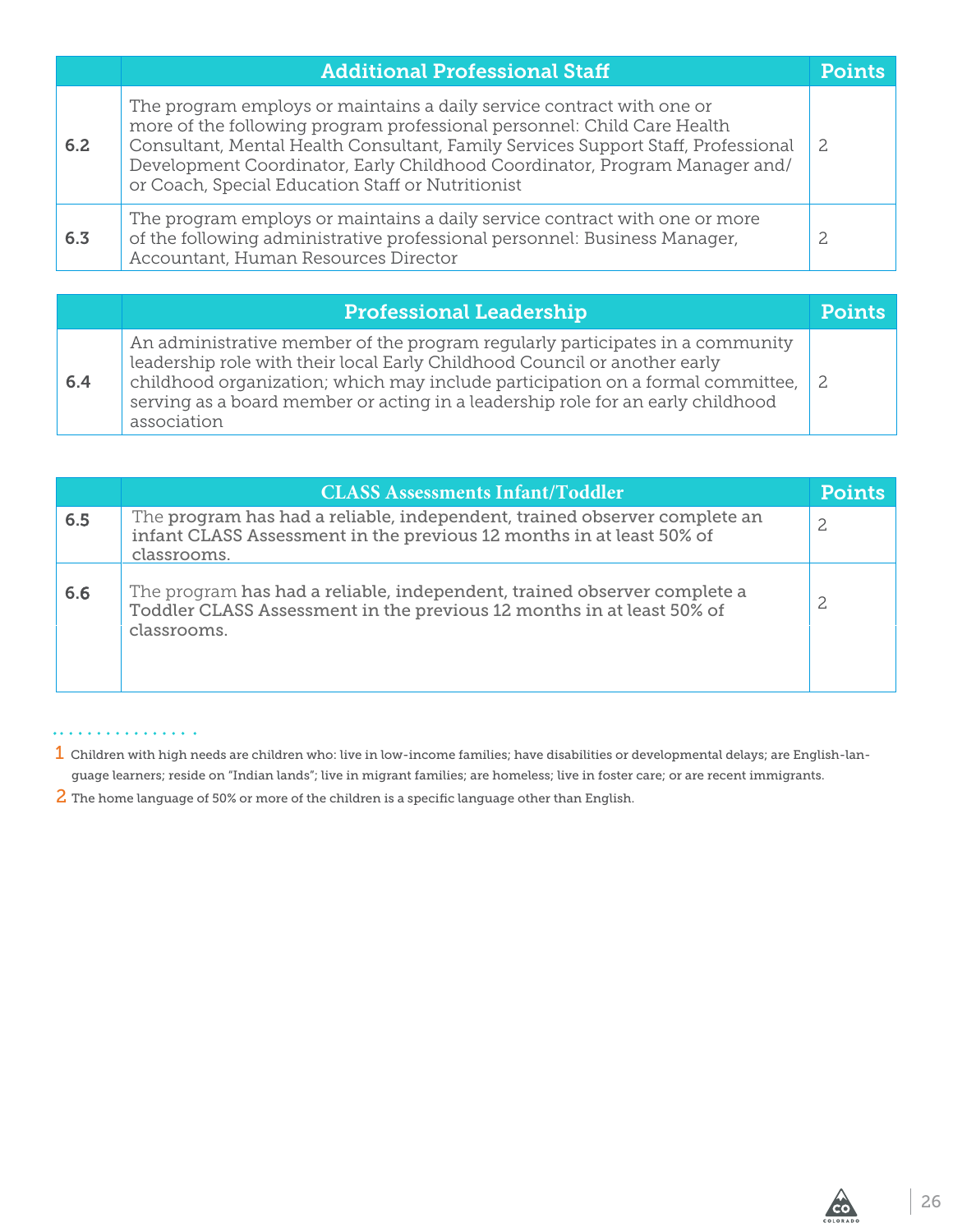| | Additional Professional Staff | Points |
|---|---|---|
| 6.2 | The program employs or maintains a daily service contract with one or more of the following program professional personnel: Child Care Health Consultant, Mental Health Consultant, Family Services Support Staff, Professional Development Coordinator, Early Childhood Coordinator, Program Manager and/or Coach, Special Education Staff or Nutritionist | 2 |
| 6.3 | The program employs or maintains a daily service contract with one or more of the following administrative professional personnel: Business Manager, Accountant, Human Resources Director | 2 |

| | Professional Leadership | Points |
|---|---|---|
| 6.4 | An administrative member of the program regularly participates in a community leadership role with their local Early Childhood Council or another early childhood organization; which may include participation on a formal committee, serving as a board member or acting in a leadership role for an early childhood association | 2 |

| | CLASS Assessments Infant/Toddler | Points |
|---|---|---|
| 6.5 | The program has had a reliable, independent, trained observer complete an infant CLASS Assessment in the previous 12 months in at least 50% of classrooms. | 2 |
| 6.6 | The program has had a reliable, independent, trained observer complete a Toddler CLASS Assessment in the previous 12 months in at least 50% of classrooms. | 2 |

1 Children with high needs are children who: live in low-income families; have disabilities or developmental delays; are English-language learners; reside on "Indian lands"; live in migrant families; are homeless; live in foster care; or are recent immigrants.

2 The home language of 50% or more of the children is a specific language other than English.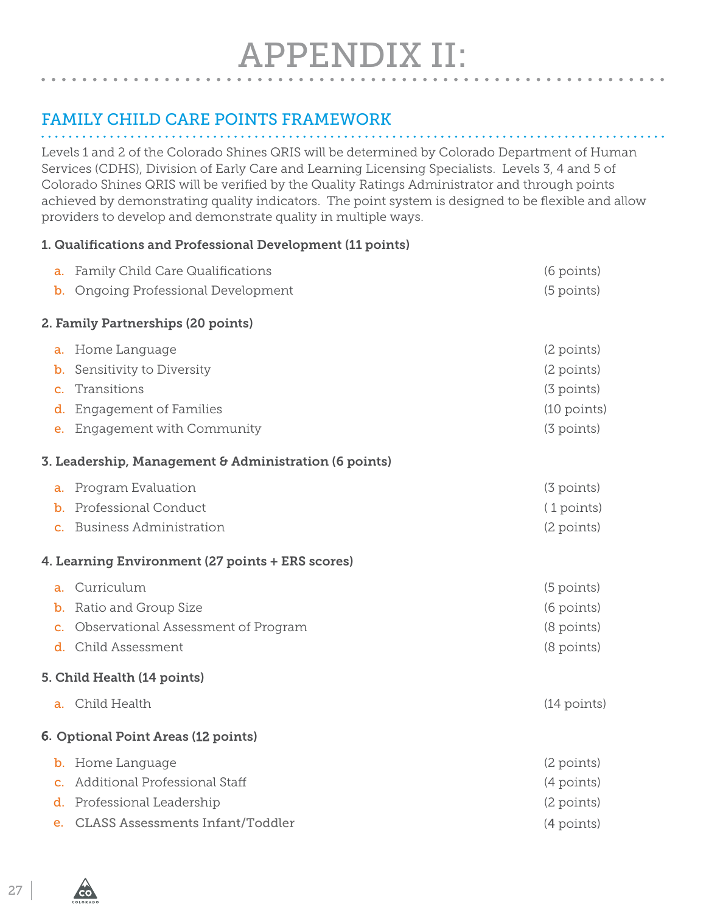# APPENDIX II:

## FAMILY CHILD CARE POINTS FRAMEWORK

Levels 1 and 2 of the Colorado Shines QRIS will be determined by Colorado Department of Human Services (CDHS), Division of Early Care and Learning Licensing Specialists. Levels 3, 4 and 5 of Colorado Shines QRIS will be verified by the Quality Ratings Administrator and through points achieved by demonstrating quality indicators. The point system is designed to be flexible and allow providers to develop and demonstrate quality in multiple ways.

**1. Qualifications and Professional Development (11 points)**

- a. Family Child Care Qualifications (6 points)
- b. Ongoing Professional Development (5 points)

**2. Family Partnerships (20 points)**

- a. Home Language (2 points)
- b. Sensitivity to Diversity (2 points)
- c. Transitions (3 points)
- d. Engagement of Families (10 points)
- e. Engagement with Community (3 points)

**3. Leadership, Management & Administration (6 points)**

- a. Program Evaluation (3 points)
- b. Professional Conduct ( 1 points)
- c. Business Administration (2 points)

**4. Learning Environment (27 points + ERS scores)**

- a. Curriculum (5 points)
- b. Ratio and Group Size (6 points)
- c. Observational Assessment of Program (8 points)
- d. Child Assessment (8 points)

**5. Child Health (14 points)**

- a. Child Health (14 points)

**6. Optional Point Areas (12 points)**

- b. Home Language (2 points)
- c. Additional Professional Staff (4 points)
- d. Professional Leadership (2 points)
- e. CLASS Assessments Infant/Toddler (4 points)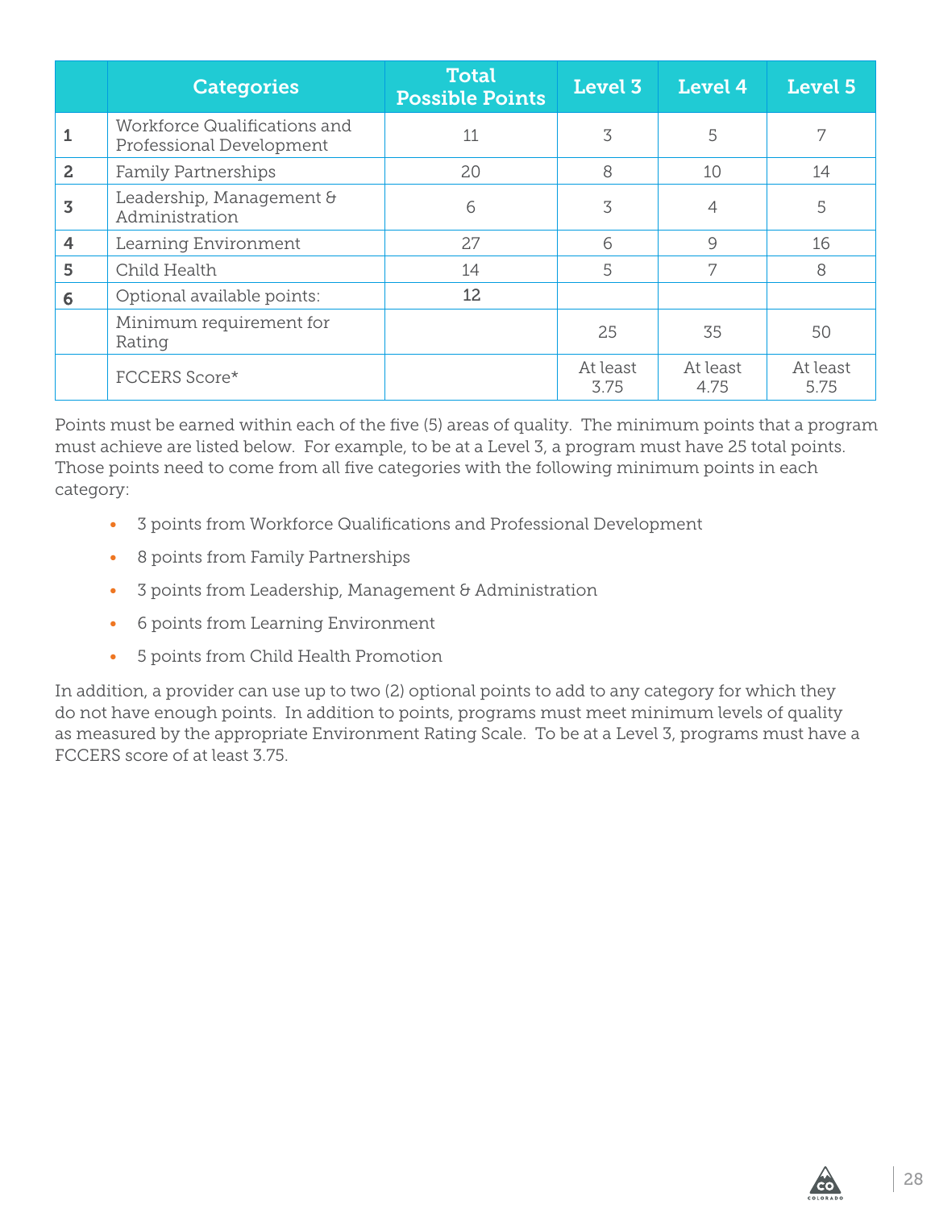| | Categories | Total Possible Points | Level 3 | Level 4 | Level 5 |
|---|---|---|---|---|---|
| 1 | Workforce Qualifications and Professional Development | 11 | 3 | 5 | 7 |
| 2 | Family Partnerships | 20 | 8 | 10 | 14 |
| 3 | Leadership, Management & Administration | 6 | 3 | 4 | 5 |
| 4 | Learning Environment | 27 | 6 | 9 | 16 |
| 5 | Child Health | 14 | 5 | 7 | 8 |
| 6 | Optional available points: | 12 | | | |
| | Minimum requirement for Rating | | 25 | 35 | 50 |
| | FCCERS Score* | | At least 3.75 | At least 4.75 | At least 5.75 |

Points must be earned within each of the five (5) areas of quality. The minimum points that a program must achieve are listed below. For example, to be at a Level 3, a program must have 25 total points. Those points need to come from all five categories with the following minimum points in each category:

- 3 points from Workforce Qualifications and Professional Development
- 8 points from Family Partnerships
- 3 points from Leadership, Management & Administration
- 6 points from Learning Environment
- 5 points from Child Health Promotion

In addition, a provider can use up to two (2) optional points to add to any category for which they do not have enough points. In addition to points, programs must meet minimum levels of quality as measured by the appropriate Environment Rating Scale. To be at a Level 3, programs must have a FCCERS score of at least 3.75.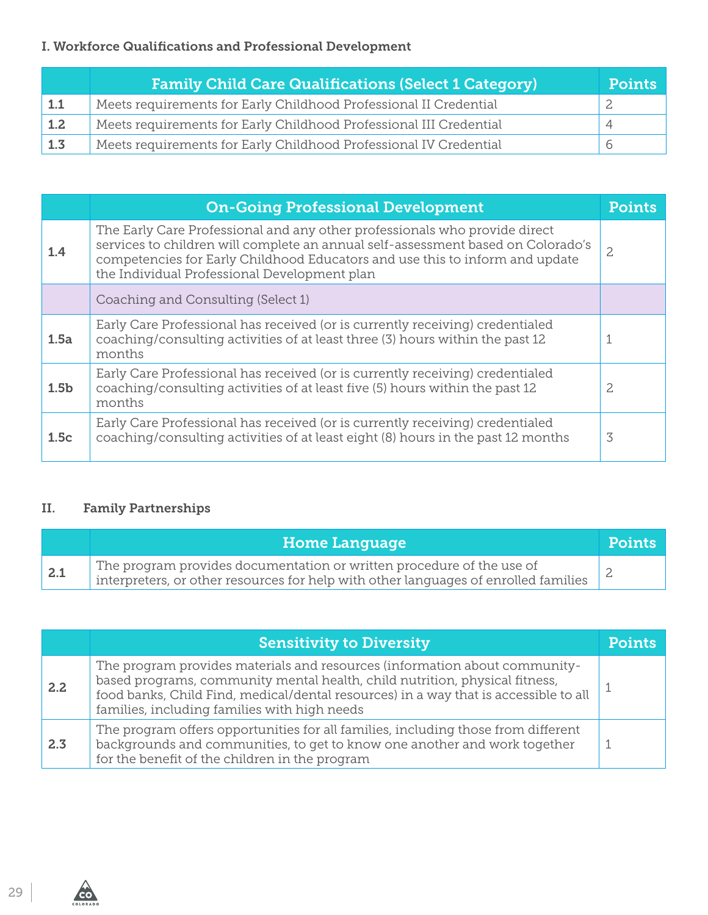### I. Workforce Qualifications and Professional Development

| | Family Child Care Qualifications (Select 1 Category) | Points |
|---|---|---|
| **1.1** | Meets requirements for Early Childhood Professional II Credential | 2 |
| **1.2** | Meets requirements for Early Childhood Professional III Credential | 4 |
| **1.3** | Meets requirements for Early Childhood Professional IV Credential | 6 |

| | On-Going Professional Development | Points |
|---|---|---|
| **1.4** | The Early Care Professional and any other professionals who provide direct services to children will complete an annual self-assessment based on Colorado's competencies for Early Childhood Educators and use this to inform and update the Individual Professional Development plan | 2 |
| | Coaching and Consulting (Select 1) | |
| **1.5a** | Early Care Professional has received (or is currently receiving) credentialed coaching/consulting activities of at least three (3) hours within the past 12 months | 1 |
| **1.5b** | Early Care Professional has received (or is currently receiving) credentialed coaching/consulting activities of at least five (5) hours within the past 12 months | 2 |
| **1.5c** | Early Care Professional has received (or is currently receiving) credentialed coaching/consulting activities of at least eight (8) hours in the past 12 months | 3 |

### II. Family Partnerships

| | Home Language | Points |
|---|---|---|
| **2.1** | The program provides documentation or written procedure of the use of interpreters, or other resources for help with other languages of enrolled families | 2 |

| | Sensitivity to Diversity | Points |
|---|---|---|
| **2.2** | The program provides materials and resources (information about community-based programs, community mental health, child nutrition, physical fitness, food banks, Child Find, medical/dental resources) in a way that is accessible to all families, including families with high needs | 1 |
| **2.3** | The program offers opportunities for all families, including those from different backgrounds and communities, to get to know one another and work together for the benefit of the children in the program | 1 |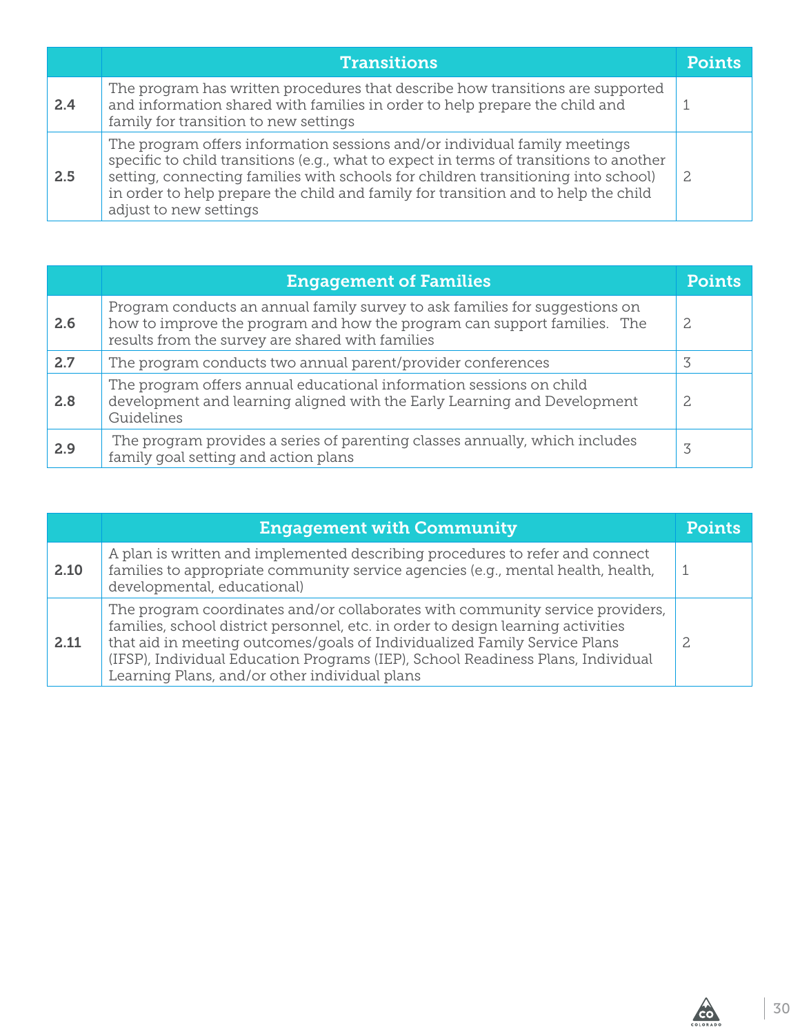| | Transitions | Points |
|---|---|---|
| 2.4 | The program has written procedures that describe how transitions are supported and information shared with families in order to help prepare the child and family for transition to new settings | 1 |
| 2.5 | The program offers information sessions and/or individual family meetings specific to child transitions (e.g., what to expect in terms of transitions to another setting, connecting families with schools for children transitioning into school) in order to help prepare the child and family for transition and to help the child adjust to new settings | 2 |

| | Engagement of Families | Points |
|---|---|---|
| 2.6 | Program conducts an annual family survey to ask families for suggestions on how to improve the program and how the program can support families. The results from the survey are shared with families | 2 |
| 2.7 | The program conducts two annual parent/provider conferences | 3 |
| 2.8 | The program offers annual educational information sessions on child development and learning aligned with the Early Learning and Development Guidelines | 2 |
| 2.9 | The program provides a series of parenting classes annually, which includes family goal setting and action plans | 3 |

| | Engagement with Community | Points |
|---|---|---|
| 2.10 | A plan is written and implemented describing procedures to refer and connect families to appropriate community service agencies (e.g., mental health, health, developmental, educational) | 1 |
| 2.11 | The program coordinates and/or collaborates with community service providers, families, school district personnel, etc. in order to design learning activities that aid in meeting outcomes/goals of Individualized Family Service Plans (IFSP), Individual Education Programs (IEP), School Readiness Plans, Individual Learning Plans, and/or other individual plans | 2 |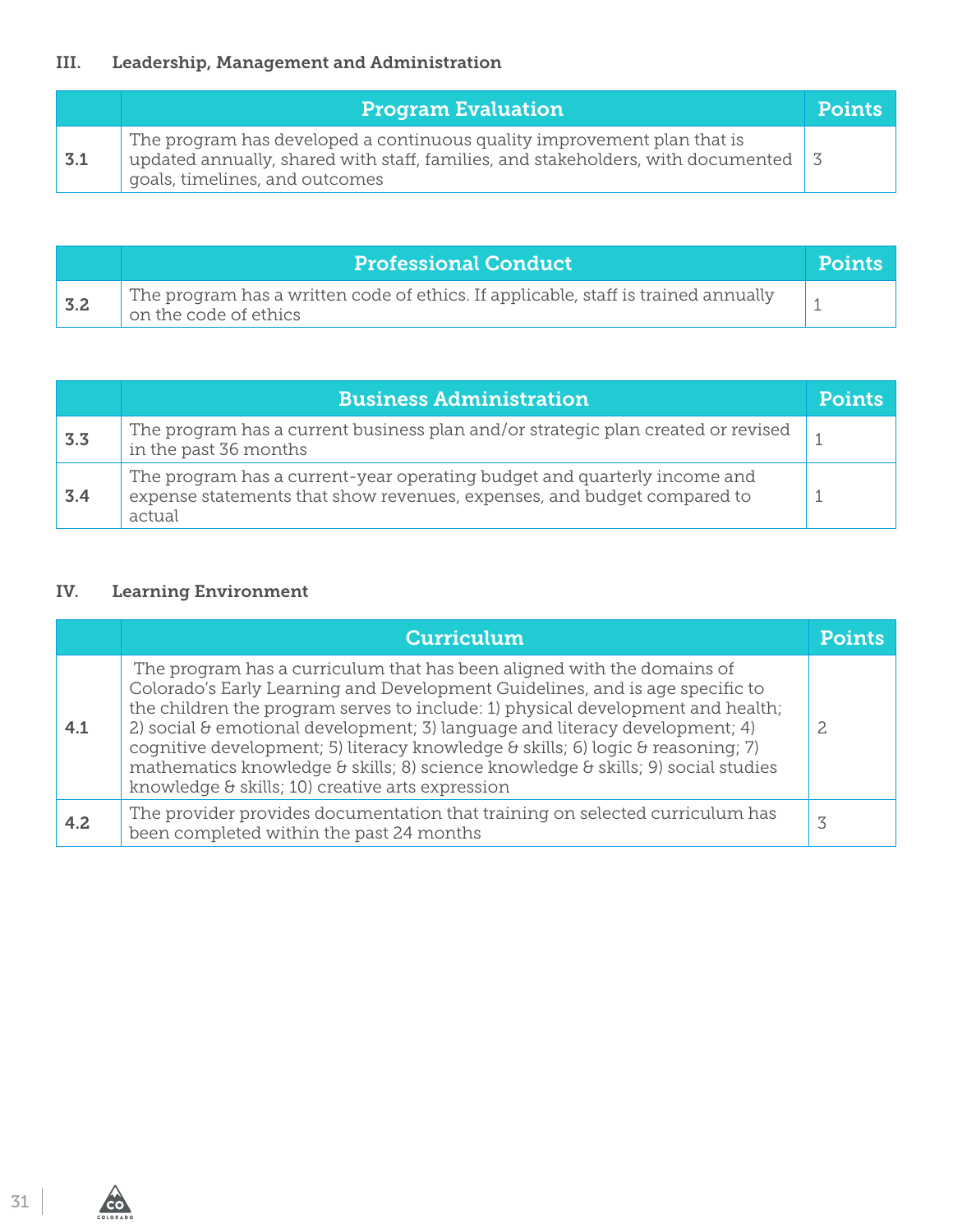### III. Leadership, Management and Administration

| | Program Evaluation | Points |
|---|---|---|
| 3.1 | The program has developed a continuous quality improvement plan that is updated annually, shared with staff, families, and stakeholders, with documented goals, timelines, and outcomes | 3 |

| | Professional Conduct | Points |
|---|---|---|
| 3.2 | The program has a written code of ethics. If applicable, staff is trained annually on the code of ethics | 1 |

| | Business Administration | Points |
|---|---|---|
| 3.3 | The program has a current business plan and/or strategic plan created or revised in the past 36 months | 1 |
| 3.4 | The program has a current-year operating budget and quarterly income and expense statements that show revenues, expenses, and budget compared to actual | 1 |

### IV. Learning Environment

| | Curriculum | Points |
|---|---|---|
| 4.1 | The program has a curriculum that has been aligned with the domains of Colorado's Early Learning and Development Guidelines, and is age specific to the children the program serves to include: 1) physical development and health; 2) social & emotional development; 3) language and literacy development; 4) cognitive development; 5) literacy knowledge & skills; 6) logic & reasoning; 7) mathematics knowledge & skills; 8) science knowledge & skills; 9) social studies knowledge & skills; 10) creative arts expression | 2 |
| 4.2 | The provider provides documentation that training on selected curriculum has been completed within the past 24 months | 3 |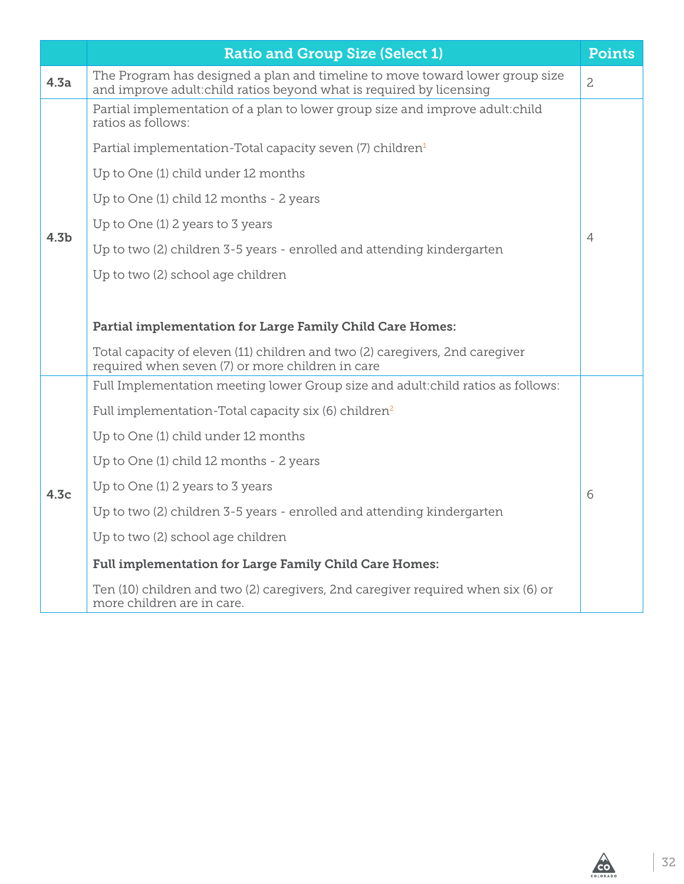| | Ratio and Group Size (Select 1) | Points |
|---|---|---|
| 4.3a | The Program has designed a plan and timeline to move toward lower group size and improve adult:child ratios beyond what is required by licensing | 2 |
| 4.3b | Partial implementation of a plan to lower group size and improve adult:child ratios as follows:<br><br>Partial implementation-Total capacity seven (7) children[1]<br><br>Up to One (1) child under 12 months<br><br>Up to One (1) child 12 months - 2 years<br><br>Up to One (1) 2 years to 3 years<br><br>Up to two (2) children 3-5 years - enrolled and attending kindergarten<br><br>Up to two (2) school age children<br><br>**Partial implementation for Large Family Child Care Homes:**<br><br>Total capacity of eleven (11) children and two (2) caregivers, 2nd caregiver required when seven (7) or more children in care | 4 |
| 4.3c | Full Implementation meeting lower Group size and adult:child ratios as follows:<br><br>Full implementation-Total capacity six (6) children[2]<br><br>Up to One (1) child under 12 months<br><br>Up to One (1) child 12 months - 2 years<br><br>Up to One (1) 2 years to 3 years<br><br>Up to two (2) children 3-5 years - enrolled and attending kindergarten<br><br>Up to two (2) school age children<br><br>**Full implementation for Large Family Child Care Homes:**<br><br>Ten (10) children and two (2) caregivers, 2nd caregiver required when six (6) or more children are in care. | 6 |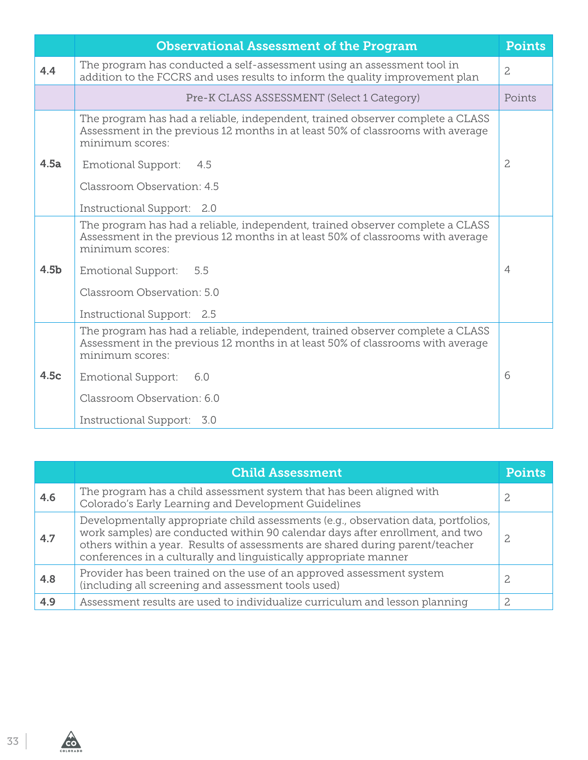| | Observational Assessment of the Program | Points |
|---|---|---|
| 4.4 | The program has conducted a self-assessment using an assessment tool in addition to the FCCRS and uses results to inform the quality improvement plan | 2 |
| | Pre-K CLASS ASSESSMENT (Select 1 Category) | Points |
| 4.5a | The program has had a reliable, independent, trained observer complete a CLASS Assessment in the previous 12 months in at least 50% of classrooms with average minimum scores:<br>Emotional Support: 4.5<br>Classroom Observation: 4.5<br>Instructional Support: 2.0 | 2 |
| 4.5b | The program has had a reliable, independent, trained observer complete a CLASS Assessment in the previous 12 months in at least 50% of classrooms with average minimum scores:<br>Emotional Support: 5.5<br>Classroom Observation: 5.0<br>Instructional Support: 2.5 | 4 |
| 4.5c | The program has had a reliable, independent, trained observer complete a CLASS Assessment in the previous 12 months in at least 50% of classrooms with average minimum scores:<br>Emotional Support: 6.0<br>Classroom Observation: 6.0<br>Instructional Support: 3.0 | 6 |

| | Child Assessment | Points |
|---|---|---|
| 4.6 | The program has a child assessment system that has been aligned with Colorado's Early Learning and Development Guidelines | 2 |
| 4.7 | Developmentally appropriate child assessments (e.g., observation data, portfolios, work samples) are conducted within 90 calendar days after enrollment, and two others within a year. Results of assessments are shared during parent/teacher conferences in a culturally and linguistically appropriate manner | 2 |
| 4.8 | Provider has been trained on the use of an approved assessment system (including all screening and assessment tools used) | 2 |
| 4.9 | Assessment results are used to individualize curriculum and lesson planning | 2 |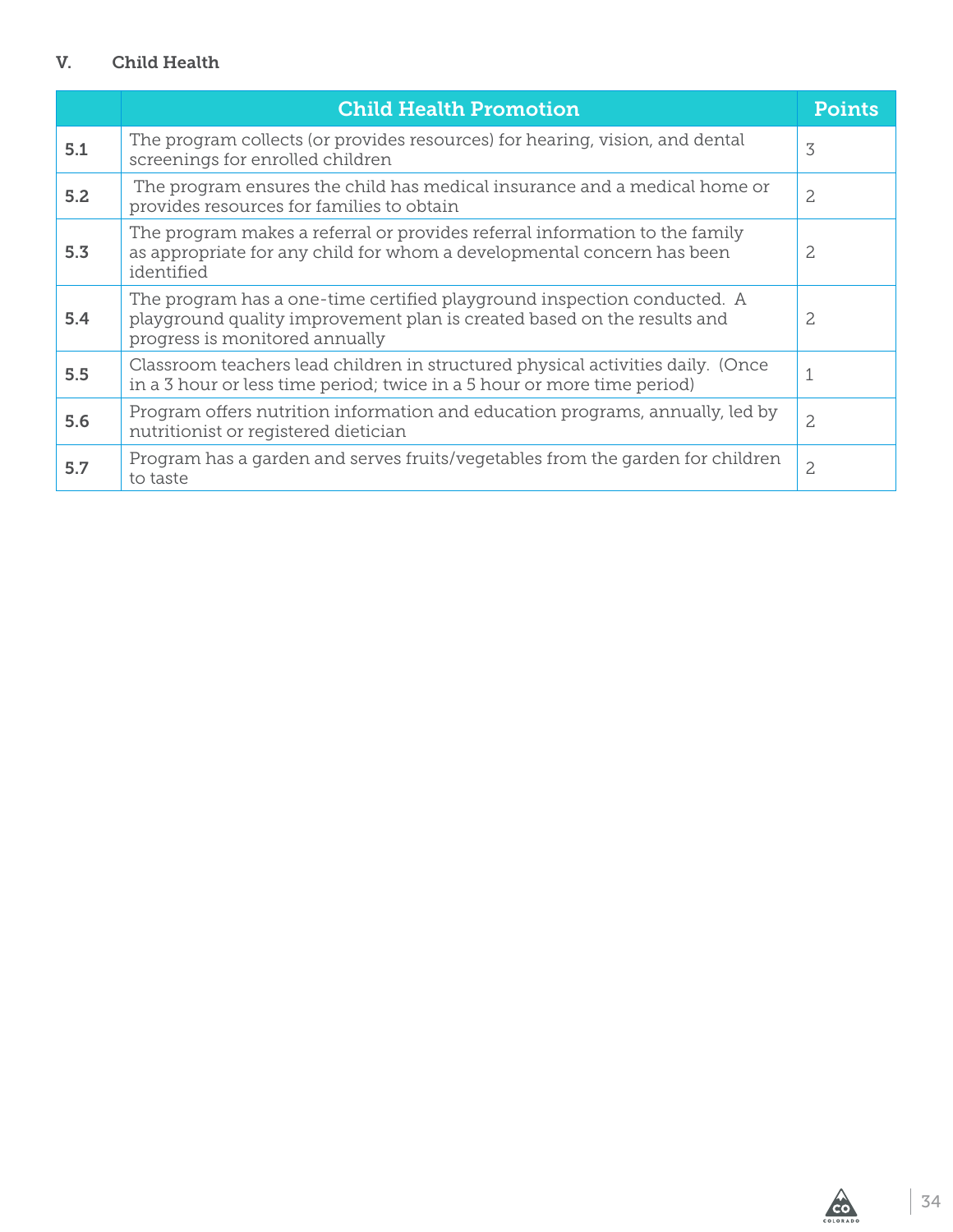## V. Child Health

| | Child Health Promotion | Points |
|---|---|---|
| **5.1** | The program collects (or provides resources) for hearing, vision, and dental screenings for enrolled children | 3 |
| **5.2** | The program ensures the child has medical insurance and a medical home or provides resources for families to obtain | 2 |
| **5.3** | The program makes a referral or provides referral information to the family as appropriate for any child for whom a developmental concern has been identified | 2 |
| **5.4** | The program has a one-time certified playground inspection conducted. A playground quality improvement plan is created based on the results and progress is monitored annually | 2 |
| **5.5** | Classroom teachers lead children in structured physical activities daily. (Once in a 3 hour or less time period; twice in a 5 hour or more time period) | 1 |
| **5.6** | Program offers nutrition information and education programs, annually, led by nutritionist or registered dietician | 2 |
| **5.7** | Program has a garden and serves fruits/vegetables from the garden for children to taste | 2 |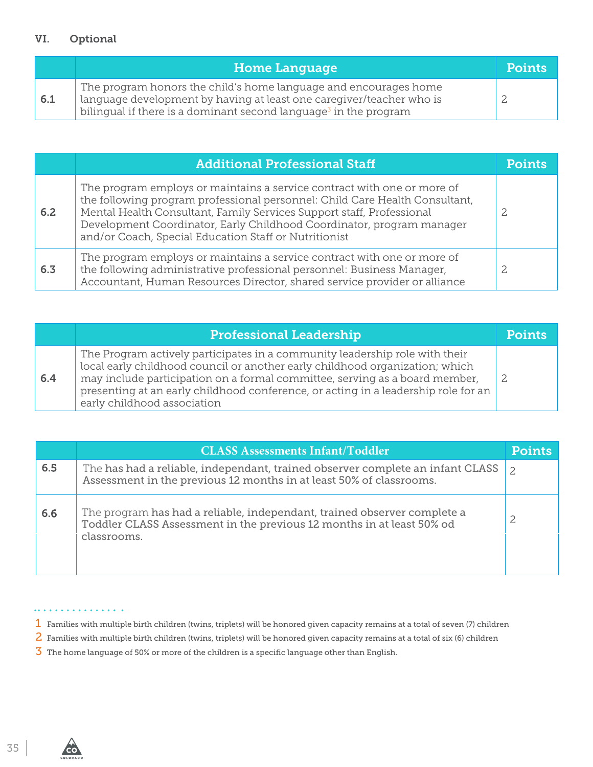## VI. Optional

| | Home Language | Points |
|---|---|---|
| 6.1 | The program honors the child's home language and encourages home language development by having at least one caregiver/teacher who is bilingual if there is a dominant second language[3] in the program | 2 |

| | Additional Professional Staff | Points |
|---|---|---|
| 6.2 | The program employs or maintains a service contract with one or more of the following program professional personnel: Child Care Health Consultant, Mental Health Consultant, Family Services Support staff, Professional Development Coordinator, Early Childhood Coordinator, program manager and/or Coach, Special Education Staff or Nutritionist | 2 |
| 6.3 | The program employs or maintains a service contract with one or more of the following administrative professional personnel: Business Manager, Accountant, Human Resources Director, shared service provider or alliance | 2 |

| | Professional Leadership | Points |
|---|---|---|
| 6.4 | The Program actively participates in a community leadership role with their local early childhood council or another early childhood organization; which may include participation on a formal committee, serving as a board member, presenting at an early childhood conference, or acting in a leadership role for an early childhood association | 2 |

| | CLASS Assessments Infant/Toddler | Points |
|---|---|---|
| 6.5 | The has had a reliable, independant, trained observer complete an infant CLASS Assessment in the previous 12 months in at least 50% of classrooms. | 2 |
| 6.6 | The program has had a reliable, independant, trained observer complete a Toddler CLASS Assessment in the previous 12 months in at least 50% od classrooms. | 2 |

1 Families with multiple birth children (twins, triplets) will be honored given capacity remains at a total of seven (7) children

2 Families with multiple birth children (twins, triplets) will be honored given capacity remains at a total of six (6) children

3 The home language of 50% or more of the children is a specific language other than English.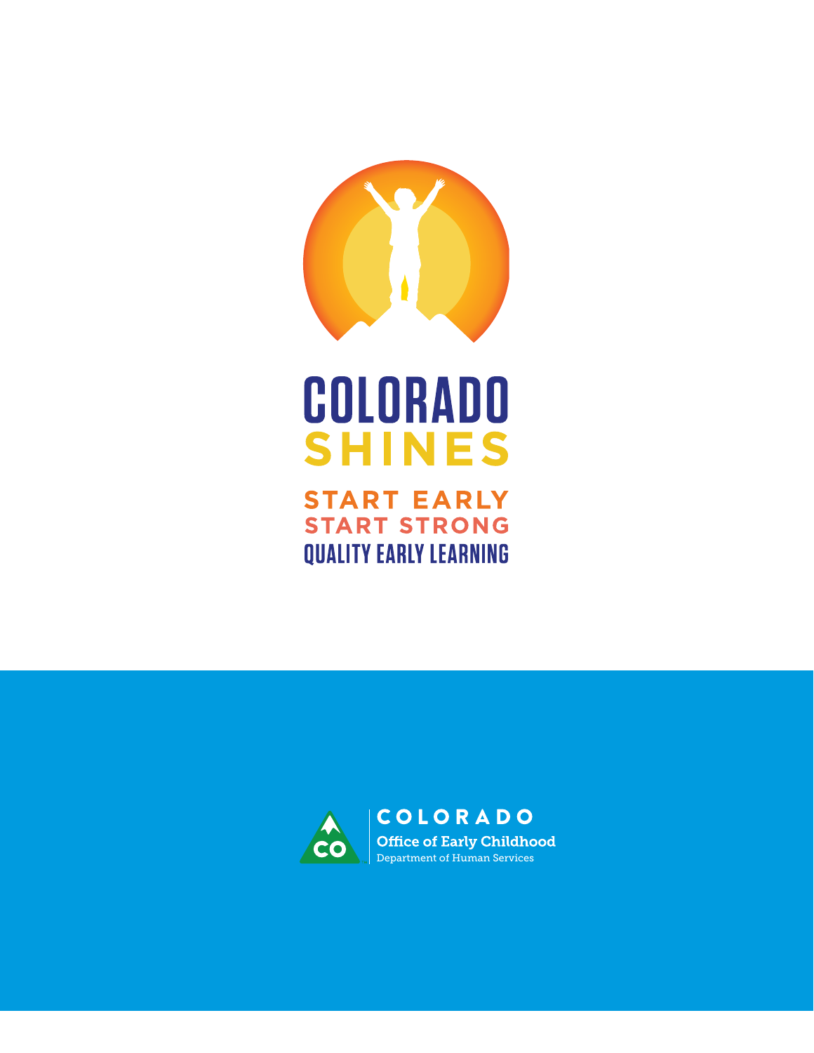COLORADO SHINES

START EARLY
START STRONG
QUALITY EARLY LEARNING

COLORADO
Office of Early Childhood
Department of Human Services